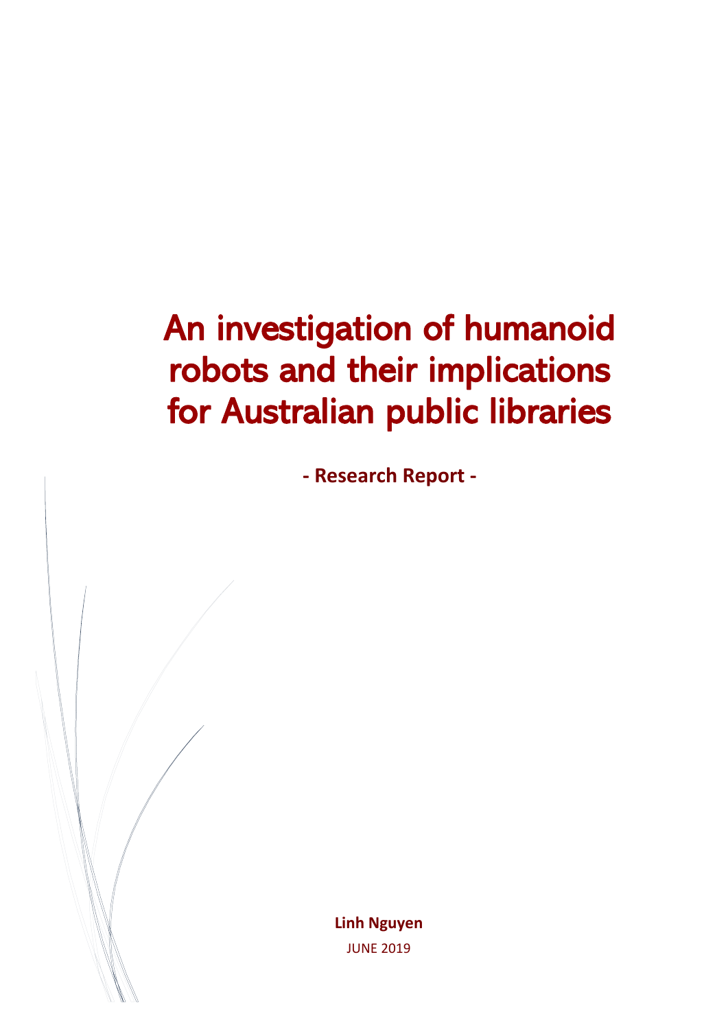# An investigation of humanoid robots and their implications for Australian public libraries

**- Research Report -**

**Linh Nguyen**

JUNE 2019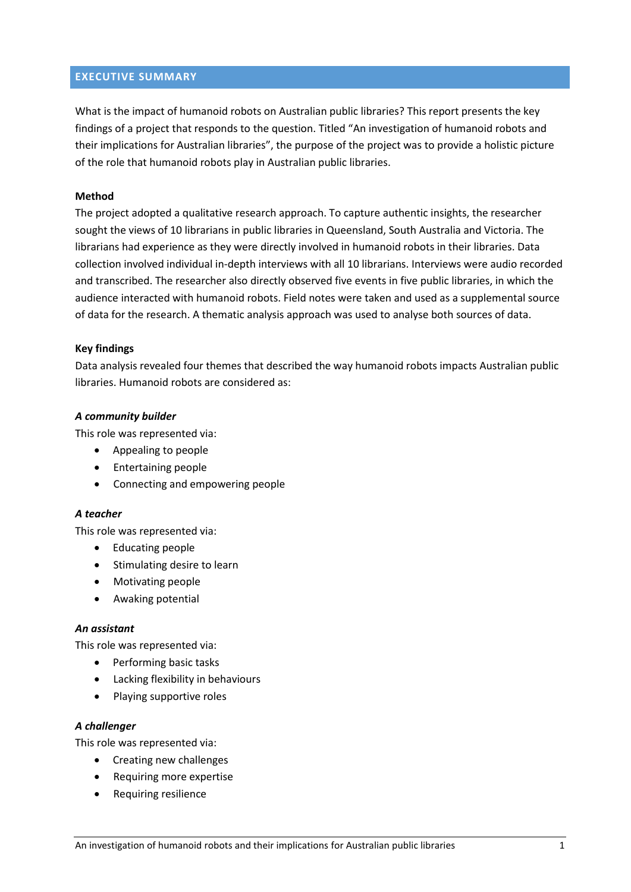## EXECUTIVE SUMMARY

What is the impact of humanoid robots on Australian public libraries? This report presents the key findings of a project that responds to the question. Titled "An investigation of humanoid robots and their implications for Australian libraries", the purpose of the project was to provide a holistic picture of the role that humanoid robots play in Australian public libraries.

**Method**

The project adopted a qualitative research approach. To capture authentic insights, the researcher sought the views of 10 librarians in public libraries in Queensland, South Australia and Victoria. The librarians had experience as they were directly involved in humanoid robots in their libraries. Data collection involved individual in-depth interviews with all 10 librarians. Interviews were audio recorded and transcribed. The researcher also directly observed five events in five public libraries, in which the audience interacted with humanoid robots. Field notes were taken and used as a supplemental source of data for the research. A thematic analysis approach was used to analyse both sources of data.

**Key findings**

Data analysis revealed four themes that described the way humanoid robots impacts Australian public libraries. Humanoid robots are considered as:

***A community builder***

This role was represented via:

- Appealing to people
- Entertaining people
- Connecting and empowering people

***A teacher***

This role was represented via:

- Educating people
- Stimulating desire to learn
- Motivating people
- Awaking potential

***An assistant***

This role was represented via:

- Performing basic tasks
- Lacking flexibility in behaviours
- Playing supportive roles

***A challenger***

This role was represented via:

- Creating new challenges
- Requiring more expertise
- Requiring resilience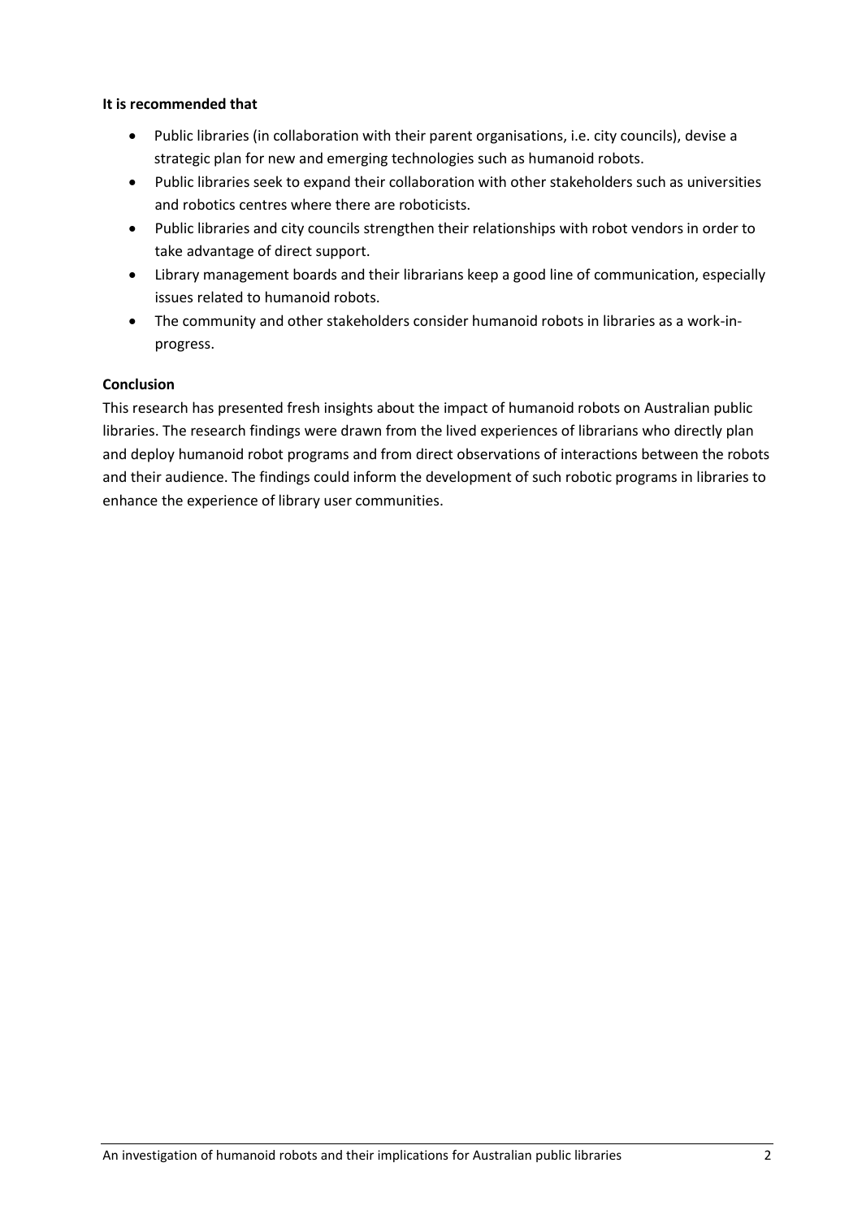**It is recommended that**

- Public libraries (in collaboration with their parent organisations, i.e. city councils), devise a strategic plan for new and emerging technologies such as humanoid robots.
- Public libraries seek to expand their collaboration with other stakeholders such as universities and robotics centres where there are roboticists.
- Public libraries and city councils strengthen their relationships with robot vendors in order to take advantage of direct support.
- Library management boards and their librarians keep a good line of communication, especially issues related to humanoid robots.
- The community and other stakeholders consider humanoid robots in libraries as a work-in-progress.

**Conclusion**

This research has presented fresh insights about the impact of humanoid robots on Australian public libraries. The research findings were drawn from the lived experiences of librarians who directly plan and deploy humanoid robot programs and from direct observations of interactions between the robots and their audience. The findings could inform the development of such robotic programs in libraries to enhance the experience of library user communities.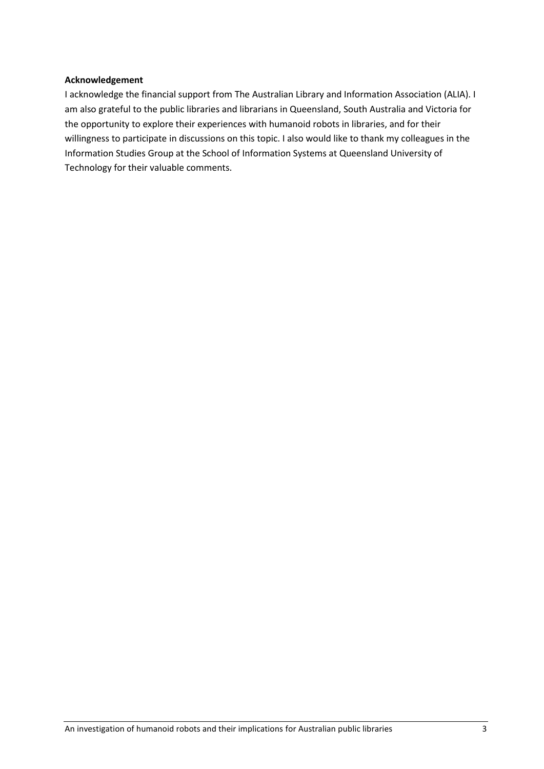**Acknowledgement**

I acknowledge the financial support from The Australian Library and Information Association (ALIA). I am also grateful to the public libraries and librarians in Queensland, South Australia and Victoria for the opportunity to explore their experiences with humanoid robots in libraries, and for their willingness to participate in discussions on this topic. I also would like to thank my colleagues in the Information Studies Group at the School of Information Systems at Queensland University of Technology for their valuable comments.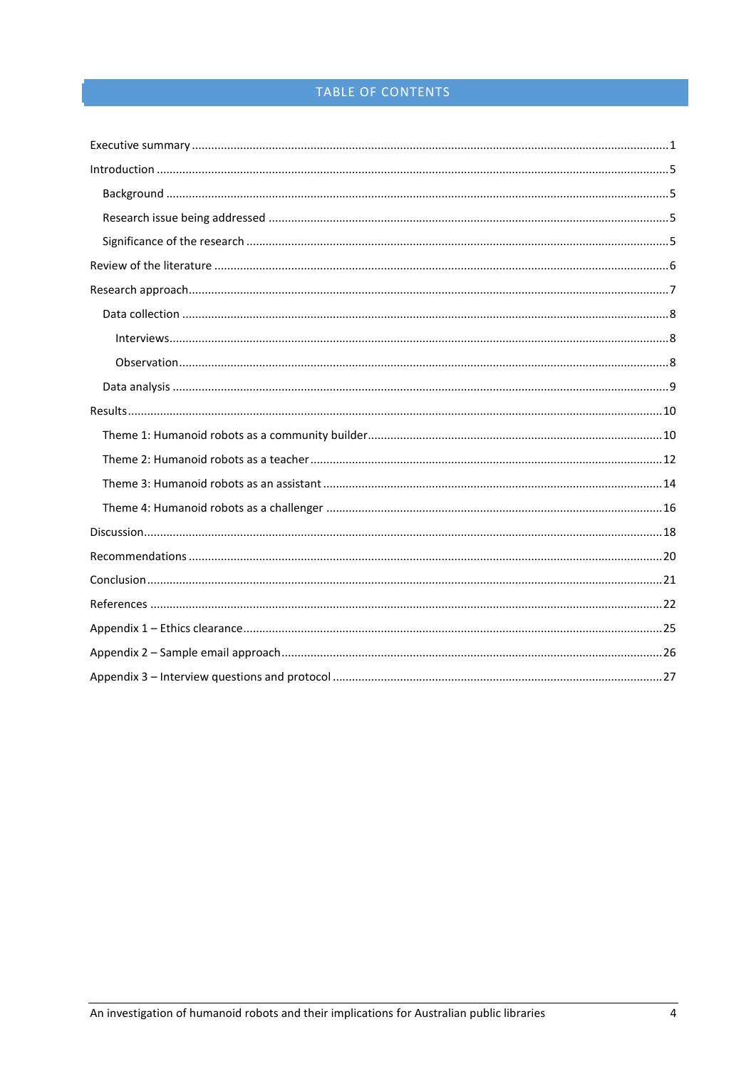# TABLE OF CONTENTS

Executive summary ........ 1

Introduction ........ 5

- Background ........ 5
- Research issue being addressed ........ 5
- Significance of the research ........ 5

Review of the literature ........ 6

Research approach ........ 7

- Data collection ........ 8
  - Interviews ........ 8
  - Observation ........ 8
- Data analysis ........ 9

Results ........ 10

- Theme 1: Humanoid robots as a community builder ........ 10
- Theme 2: Humanoid robots as a teacher ........ 12
- Theme 3: Humanoid robots as an assistant ........ 14
- Theme 4: Humanoid robots as a challenger ........ 16

Discussion ........ 18

Recommendations ........ 20

Conclusion ........ 21

References ........ 22

Appendix 1 – Ethics clearance ........ 25

Appendix 2 – Sample email approach ........ 26

Appendix 3 – Interview questions and protocol ........ 27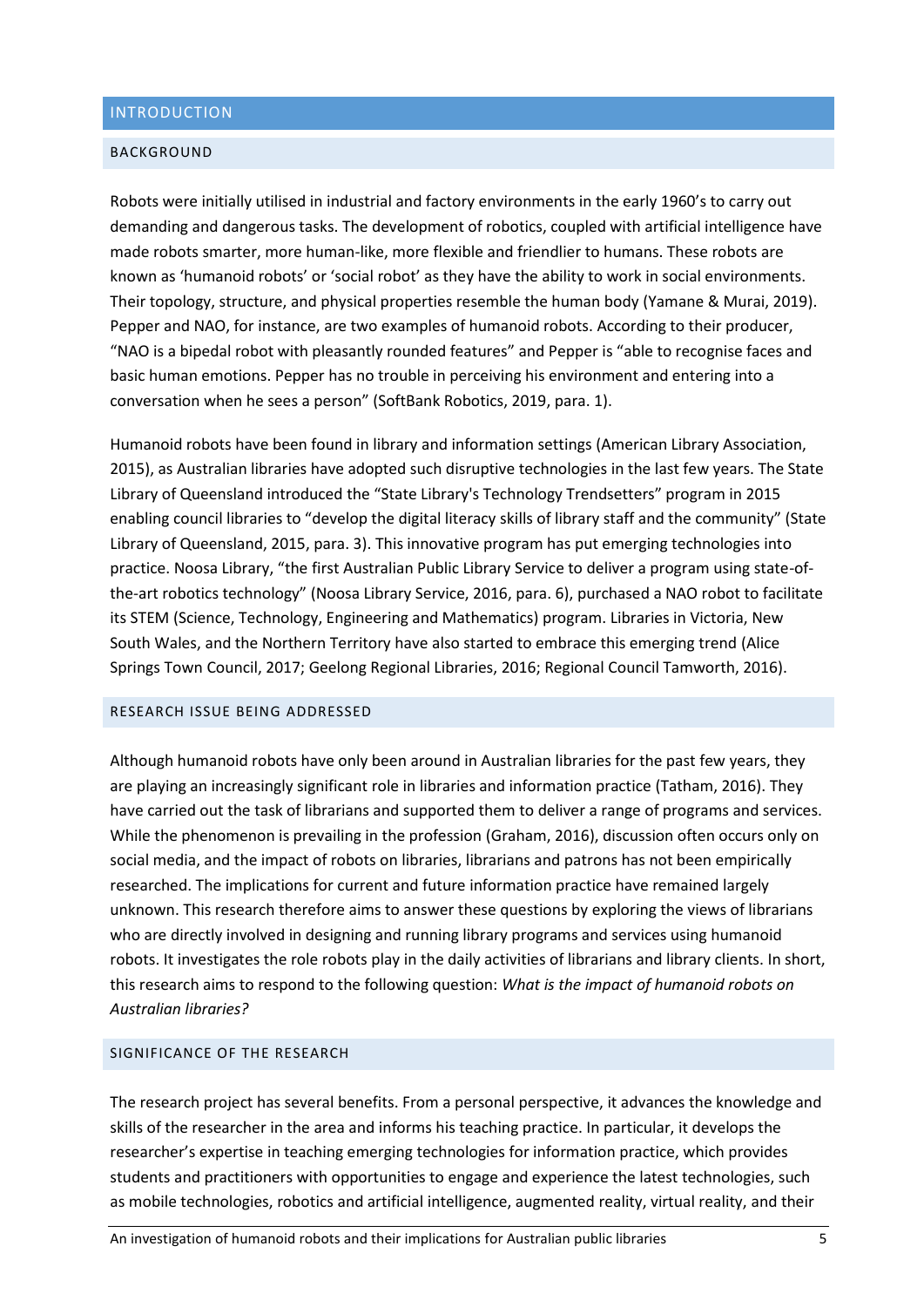# INTRODUCTION

## BACKGROUND

Robots were initially utilised in industrial and factory environments in the early 1960's to carry out demanding and dangerous tasks. The development of robotics, coupled with artificial intelligence have made robots smarter, more human-like, more flexible and friendlier to humans. These robots are known as 'humanoid robots' or 'social robot' as they have the ability to work in social environments. Their topology, structure, and physical properties resemble the human body (Yamane & Murai, 2019). Pepper and NAO, for instance, are two examples of humanoid robots. According to their producer, "NAO is a bipedal robot with pleasantly rounded features" and Pepper is "able to recognise faces and basic human emotions. Pepper has no trouble in perceiving his environment and entering into a conversation when he sees a person" (SoftBank Robotics, 2019, para. 1).

Humanoid robots have been found in library and information settings (American Library Association, 2015), as Australian libraries have adopted such disruptive technologies in the last few years. The State Library of Queensland introduced the "State Library's Technology Trendsetters" program in 2015 enabling council libraries to "develop the digital literacy skills of library staff and the community" (State Library of Queensland, 2015, para. 3). This innovative program has put emerging technologies into practice. Noosa Library, "the first Australian Public Library Service to deliver a program using state-of-the-art robotics technology" (Noosa Library Service, 2016, para. 6), purchased a NAO robot to facilitate its STEM (Science, Technology, Engineering and Mathematics) program. Libraries in Victoria, New South Wales, and the Northern Territory have also started to embrace this emerging trend (Alice Springs Town Council, 2017; Geelong Regional Libraries, 2016; Regional Council Tamworth, 2016).

## RESEARCH ISSUE BEING ADDRESSED

Although humanoid robots have only been around in Australian libraries for the past few years, they are playing an increasingly significant role in libraries and information practice (Tatham, 2016). They have carried out the task of librarians and supported them to deliver a range of programs and services. While the phenomenon is prevailing in the profession (Graham, 2016), discussion often occurs only on social media, and the impact of robots on libraries, librarians and patrons has not been empirically researched. The implications for current and future information practice have remained largely unknown. This research therefore aims to answer these questions by exploring the views of librarians who are directly involved in designing and running library programs and services using humanoid robots. It investigates the role robots play in the daily activities of librarians and library clients. In short, this research aims to respond to the following question: *What is the impact of humanoid robots on Australian libraries?*

## SIGNIFICANCE OF THE RESEARCH

The research project has several benefits. From a personal perspective, it advances the knowledge and skills of the researcher in the area and informs his teaching practice. In particular, it develops the researcher's expertise in teaching emerging technologies for information practice, which provides students and practitioners with opportunities to engage and experience the latest technologies, such as mobile technologies, robotics and artificial intelligence, augmented reality, virtual reality, and their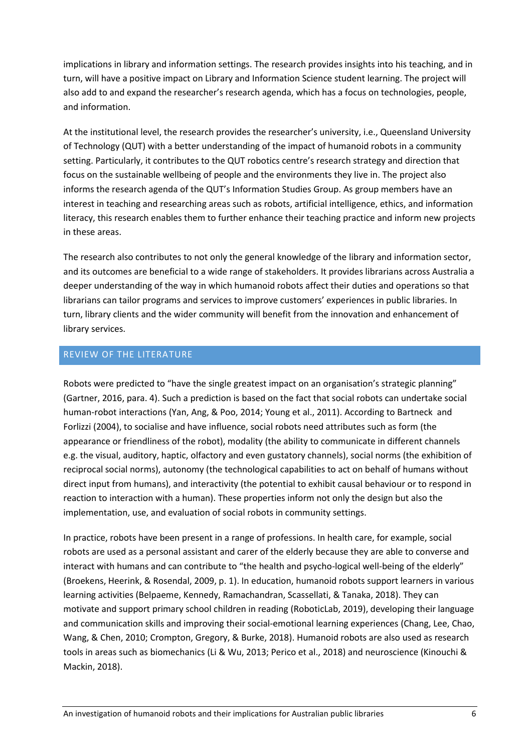implications in library and information settings. The research provides insights into his teaching, and in turn, will have a positive impact on Library and Information Science student learning. The project will also add to and expand the researcher's research agenda, which has a focus on technologies, people, and information.

At the institutional level, the research provides the researcher's university, i.e., Queensland University of Technology (QUT) with a better understanding of the impact of humanoid robots in a community setting. Particularly, it contributes to the QUT robotics centre's research strategy and direction that focus on the sustainable wellbeing of people and the environments they live in. The project also informs the research agenda of the QUT's Information Studies Group. As group members have an interest in teaching and researching areas such as robots, artificial intelligence, ethics, and information literacy, this research enables them to further enhance their teaching practice and inform new projects in these areas.

The research also contributes to not only the general knowledge of the library and information sector, and its outcomes are beneficial to a wide range of stakeholders. It provides librarians across Australia a deeper understanding of the way in which humanoid robots affect their duties and operations so that librarians can tailor programs and services to improve customers' experiences in public libraries. In turn, library clients and the wider community will benefit from the innovation and enhancement of library services.

## REVIEW OF THE LITERATURE

Robots were predicted to "have the single greatest impact on an organisation's strategic planning" (Gartner, 2016, para. 4). Such a prediction is based on the fact that social robots can undertake social human-robot interactions (Yan, Ang, & Poo, 2014; Young et al., 2011). According to Bartneck and Forlizzi (2004), to socialise and have influence, social robots need attributes such as form (the appearance or friendliness of the robot), modality (the ability to communicate in different channels e.g. the visual, auditory, haptic, olfactory and even gustatory channels), social norms (the exhibition of reciprocal social norms), autonomy (the technological capabilities to act on behalf of humans without direct input from humans), and interactivity (the potential to exhibit causal behaviour or to respond in reaction to interaction with a human). These properties inform not only the design but also the implementation, use, and evaluation of social robots in community settings.

In practice, robots have been present in a range of professions. In health care, for example, social robots are used as a personal assistant and carer of the elderly because they are able to converse and interact with humans and can contribute to "the health and psycho-logical well-being of the elderly" (Broekens, Heerink, & Rosendal, 2009, p. 1). In education, humanoid robots support learners in various learning activities (Belpaeme, Kennedy, Ramachandran, Scassellati, & Tanaka, 2018). They can motivate and support primary school children in reading (RoboticLab, 2019), developing their language and communication skills and improving their social-emotional learning experiences (Chang, Lee, Chao, Wang, & Chen, 2010; Crompton, Gregory, & Burke, 2018). Humanoid robots are also used as research tools in areas such as biomechanics (Li & Wu, 2013; Perico et al., 2018) and neuroscience (Kinouchi & Mackin, 2018).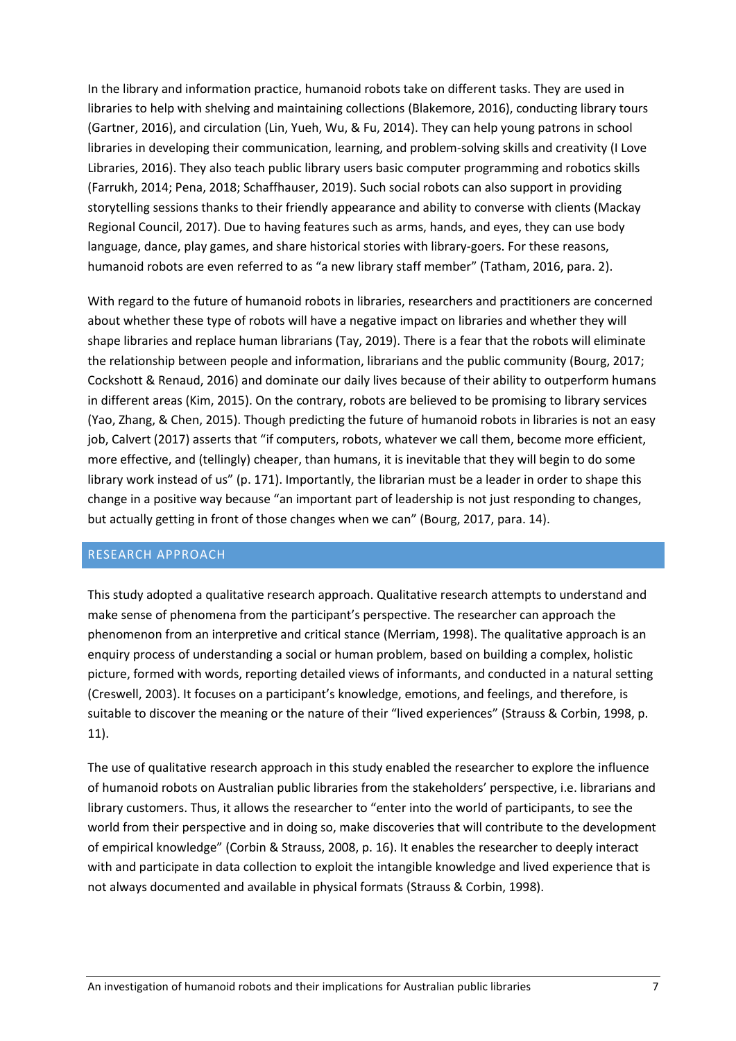In the library and information practice, humanoid robots take on different tasks. They are used in libraries to help with shelving and maintaining collections (Blakemore, 2016), conducting library tours (Gartner, 2016), and circulation (Lin, Yueh, Wu, & Fu, 2014). They can help young patrons in school libraries in developing their communication, learning, and problem-solving skills and creativity (I Love Libraries, 2016). They also teach public library users basic computer programming and robotics skills (Farrukh, 2014; Pena, 2018; Schaffhauser, 2019). Such social robots can also support in providing storytelling sessions thanks to their friendly appearance and ability to converse with clients (Mackay Regional Council, 2017). Due to having features such as arms, hands, and eyes, they can use body language, dance, play games, and share historical stories with library-goers. For these reasons, humanoid robots are even referred to as "a new library staff member" (Tatham, 2016, para. 2).

With regard to the future of humanoid robots in libraries, researchers and practitioners are concerned about whether these type of robots will have a negative impact on libraries and whether they will shape libraries and replace human librarians (Tay, 2019). There is a fear that the robots will eliminate the relationship between people and information, librarians and the public community (Bourg, 2017; Cockshott & Renaud, 2016) and dominate our daily lives because of their ability to outperform humans in different areas (Kim, 2015). On the contrary, robots are believed to be promising to library services (Yao, Zhang, & Chen, 2015). Though predicting the future of humanoid robots in libraries is not an easy job, Calvert (2017) asserts that "if computers, robots, whatever we call them, become more efficient, more effective, and (tellingly) cheaper, than humans, it is inevitable that they will begin to do some library work instead of us" (p. 171). Importantly, the librarian must be a leader in order to shape this change in a positive way because "an important part of leadership is not just responding to changes, but actually getting in front of those changes when we can" (Bourg, 2017, para. 14).

## RESEARCH APPROACH

This study adopted a qualitative research approach. Qualitative research attempts to understand and make sense of phenomena from the participant's perspective. The researcher can approach the phenomenon from an interpretive and critical stance (Merriam, 1998). The qualitative approach is an enquiry process of understanding a social or human problem, based on building a complex, holistic picture, formed with words, reporting detailed views of informants, and conducted in a natural setting (Creswell, 2003). It focuses on a participant's knowledge, emotions, and feelings, and therefore, is suitable to discover the meaning or the nature of their "lived experiences" (Strauss & Corbin, 1998, p. 11).

The use of qualitative research approach in this study enabled the researcher to explore the influence of humanoid robots on Australian public libraries from the stakeholders' perspective, i.e. librarians and library customers. Thus, it allows the researcher to "enter into the world of participants, to see the world from their perspective and in doing so, make discoveries that will contribute to the development of empirical knowledge" (Corbin & Strauss, 2008, p. 16). It enables the researcher to deeply interact with and participate in data collection to exploit the intangible knowledge and lived experience that is not always documented and available in physical formats (Strauss & Corbin, 1998).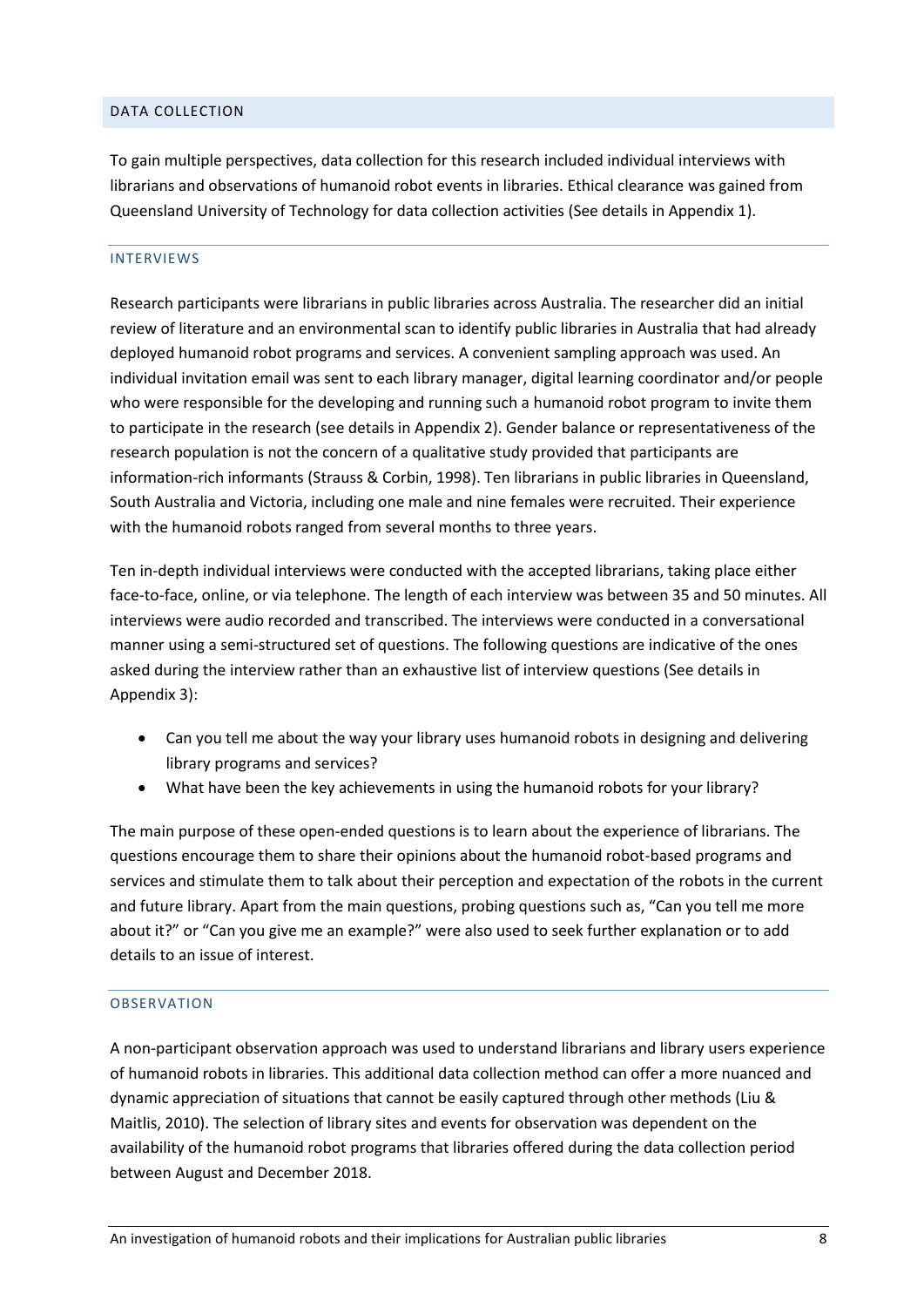## DATA COLLECTION

To gain multiple perspectives, data collection for this research included individual interviews with librarians and observations of humanoid robot events in libraries. Ethical clearance was gained from Queensland University of Technology for data collection activities (See details in Appendix 1).

### INTERVIEWS

Research participants were librarians in public libraries across Australia. The researcher did an initial review of literature and an environmental scan to identify public libraries in Australia that had already deployed humanoid robot programs and services. A convenient sampling approach was used. An individual invitation email was sent to each library manager, digital learning coordinator and/or people who were responsible for the developing and running such a humanoid robot program to invite them to participate in the research (see details in Appendix 2). Gender balance or representativeness of the research population is not the concern of a qualitative study provided that participants are information-rich informants (Strauss & Corbin, 1998). Ten librarians in public libraries in Queensland, South Australia and Victoria, including one male and nine females were recruited. Their experience with the humanoid robots ranged from several months to three years.

Ten in-depth individual interviews were conducted with the accepted librarians, taking place either face-to-face, online, or via telephone. The length of each interview was between 35 and 50 minutes. All interviews were audio recorded and transcribed. The interviews were conducted in a conversational manner using a semi-structured set of questions. The following questions are indicative of the ones asked during the interview rather than an exhaustive list of interview questions (See details in Appendix 3):

- Can you tell me about the way your library uses humanoid robots in designing and delivering library programs and services?
- What have been the key achievements in using the humanoid robots for your library?

The main purpose of these open-ended questions is to learn about the experience of librarians. The questions encourage them to share their opinions about the humanoid robot-based programs and services and stimulate them to talk about their perception and expectation of the robots in the current and future library. Apart from the main questions, probing questions such as, "Can you tell me more about it?" or "Can you give me an example?" were also used to seek further explanation or to add details to an issue of interest.

### OBSERVATION

A non-participant observation approach was used to understand librarians and library users experience of humanoid robots in libraries. This additional data collection method can offer a more nuanced and dynamic appreciation of situations that cannot be easily captured through other methods (Liu & Maitlis, 2010). The selection of library sites and events for observation was dependent on the availability of the humanoid robot programs that libraries offered during the data collection period between August and December 2018.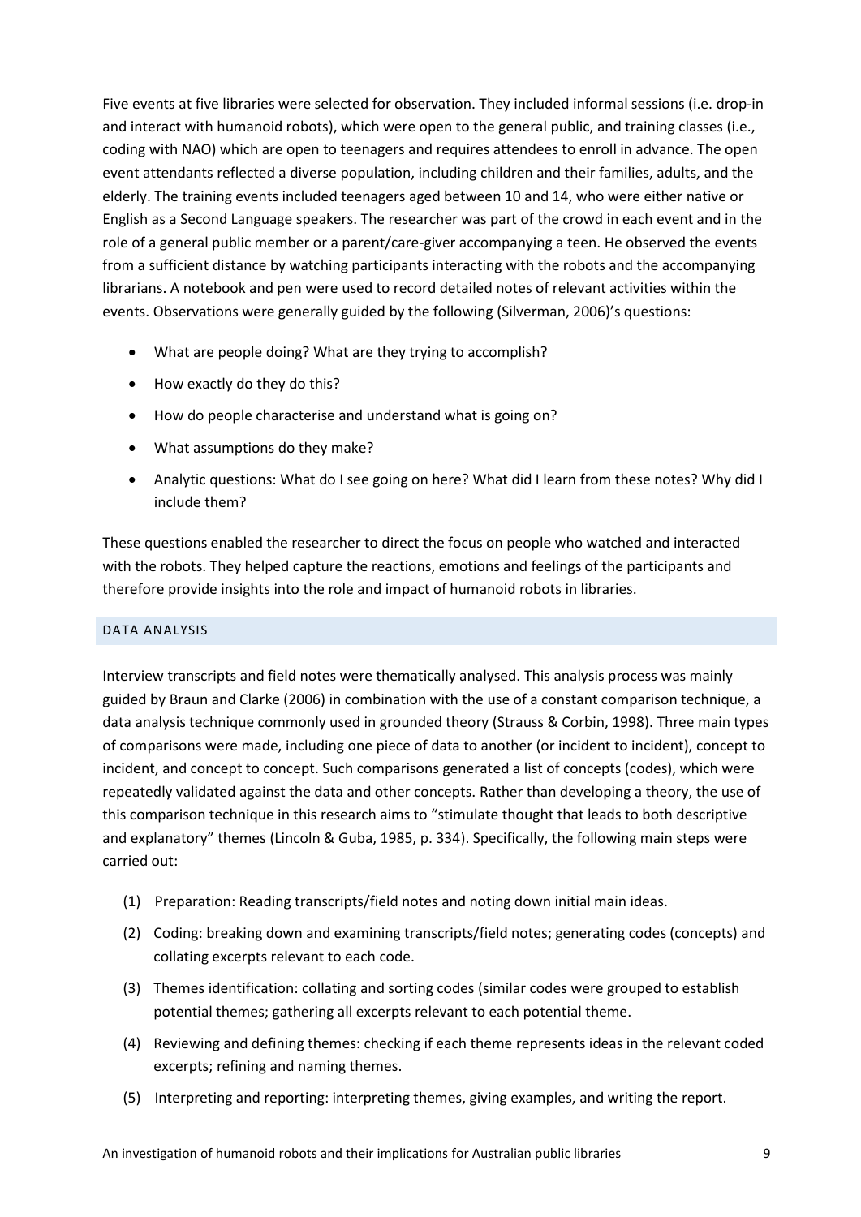Five events at five libraries were selected for observation. They included informal sessions (i.e. drop-in and interact with humanoid robots), which were open to the general public, and training classes (i.e., coding with NAO) which are open to teenagers and requires attendees to enroll in advance. The open event attendants reflected a diverse population, including children and their families, adults, and the elderly. The training events included teenagers aged between 10 and 14, who were either native or English as a Second Language speakers. The researcher was part of the crowd in each event and in the role of a general public member or a parent/care-giver accompanying a teen. He observed the events from a sufficient distance by watching participants interacting with the robots and the accompanying librarians. A notebook and pen were used to record detailed notes of relevant activities within the events. Observations were generally guided by the following (Silverman, 2006)'s questions:

- What are people doing? What are they trying to accomplish?
- How exactly do they do this?
- How do people characterise and understand what is going on?
- What assumptions do they make?
- Analytic questions: What do I see going on here? What did I learn from these notes? Why did I include them?

These questions enabled the researcher to direct the focus on people who watched and interacted with the robots. They helped capture the reactions, emotions and feelings of the participants and therefore provide insights into the role and impact of humanoid robots in libraries.

## DATA ANALYSIS

Interview transcripts and field notes were thematically analysed. This analysis process was mainly guided by Braun and Clarke (2006) in combination with the use of a constant comparison technique, a data analysis technique commonly used in grounded theory (Strauss & Corbin, 1998). Three main types of comparisons were made, including one piece of data to another (or incident to incident), concept to incident, and concept to concept. Such comparisons generated a list of concepts (codes), which were repeatedly validated against the data and other concepts. Rather than developing a theory, the use of this comparison technique in this research aims to "stimulate thought that leads to both descriptive and explanatory" themes (Lincoln & Guba, 1985, p. 334). Specifically, the following main steps were carried out:

(1) Preparation: Reading transcripts/field notes and noting down initial main ideas.

(2) Coding: breaking down and examining transcripts/field notes; generating codes (concepts) and collating excerpts relevant to each code.

(3) Themes identification: collating and sorting codes (similar codes were grouped to establish potential themes; gathering all excerpts relevant to each potential theme.

(4) Reviewing and defining themes: checking if each theme represents ideas in the relevant coded excerpts; refining and naming themes.

(5) Interpreting and reporting: interpreting themes, giving examples, and writing the report.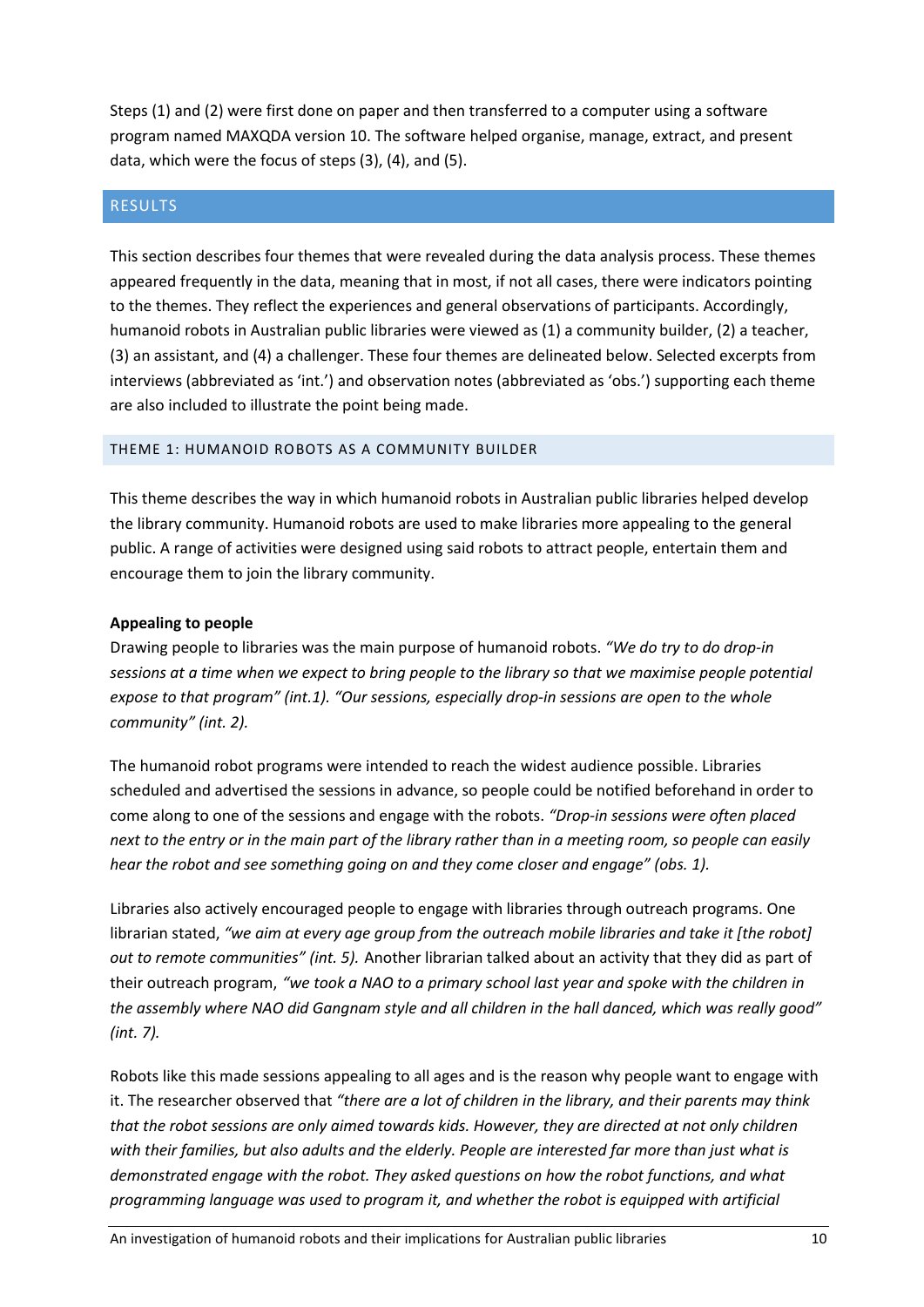Steps (1) and (2) were first done on paper and then transferred to a computer using a software program named MAXQDA version 10. The software helped organise, manage, extract, and present data, which were the focus of steps (3), (4), and (5).

## RESULTS

This section describes four themes that were revealed during the data analysis process. These themes appeared frequently in the data, meaning that in most, if not all cases, there were indicators pointing to the themes. They reflect the experiences and general observations of participants. Accordingly, humanoid robots in Australian public libraries were viewed as (1) a community builder, (2) a teacher, (3) an assistant, and (4) a challenger. These four themes are delineated below. Selected excerpts from interviews (abbreviated as 'int.') and observation notes (abbreviated as 'obs.') supporting each theme are also included to illustrate the point being made.

### THEME 1: HUMANOID ROBOTS AS A COMMUNITY BUILDER

This theme describes the way in which humanoid robots in Australian public libraries helped develop the library community. Humanoid robots are used to make libraries more appealing to the general public. A range of activities were designed using said robots to attract people, entertain them and encourage them to join the library community.

**Appealing to people**

Drawing people to libraries was the main purpose of humanoid robots. *"We do try to do drop-in sessions at a time when we expect to bring people to the library so that we maximise people potential expose to that program" (int.1). "Our sessions, especially drop-in sessions are open to the whole community" (int. 2).*

The humanoid robot programs were intended to reach the widest audience possible. Libraries scheduled and advertised the sessions in advance, so people could be notified beforehand in order to come along to one of the sessions and engage with the robots. *"Drop-in sessions were often placed next to the entry or in the main part of the library rather than in a meeting room, so people can easily hear the robot and see something going on and they come closer and engage" (obs. 1).*

Libraries also actively encouraged people to engage with libraries through outreach programs. One librarian stated, *"we aim at every age group from the outreach mobile libraries and take it [the robot] out to remote communities" (int. 5).* Another librarian talked about an activity that they did as part of their outreach program, *"we took a NAO to a primary school last year and spoke with the children in the assembly where NAO did Gangnam style and all children in the hall danced, which was really good" (int. 7).*

Robots like this made sessions appealing to all ages and is the reason why people want to engage with it. The researcher observed that *"there are a lot of children in the library, and their parents may think that the robot sessions are only aimed towards kids. However, they are directed at not only children with their families, but also adults and the elderly. People are interested far more than just what is demonstrated engage with the robot. They asked questions on how the robot functions, and what programming language was used to program it, and whether the robot is equipped with artificial*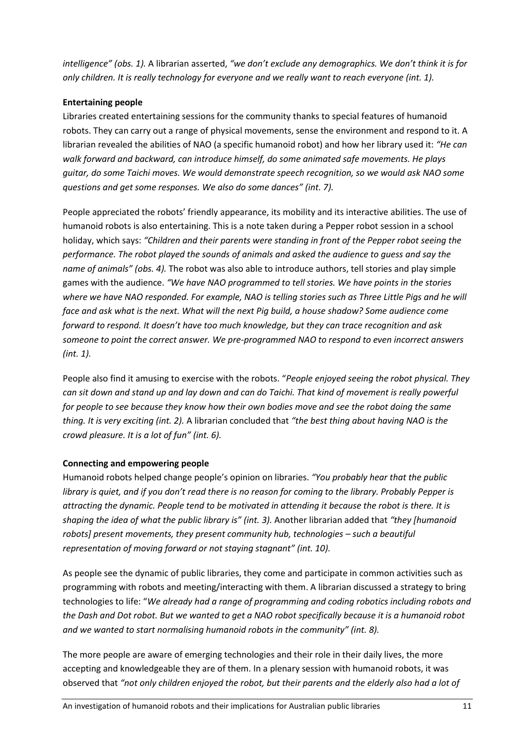*intelligence" (obs. 1).* A librarian asserted, *"we don't exclude any demographics. We don't think it is for only children. It is really technology for everyone and we really want to reach everyone (int. 1).*

**Entertaining people**

Libraries created entertaining sessions for the community thanks to special features of humanoid robots. They can carry out a range of physical movements, sense the environment and respond to it. A librarian revealed the abilities of NAO (a specific humanoid robot) and how her library used it: *"He can walk forward and backward, can introduce himself, do some animated safe movements. He plays guitar, do some Taichi moves. We would demonstrate speech recognition, so we would ask NAO some questions and get some responses. We also do some dances" (int. 7).*

People appreciated the robots' friendly appearance, its mobility and its interactive abilities. The use of humanoid robots is also entertaining. This is a note taken during a Pepper robot session in a school holiday, which says: *"Children and their parents were standing in front of the Pepper robot seeing the performance. The robot played the sounds of animals and asked the audience to guess and say the name of animals" (obs. 4).* The robot was also able to introduce authors, tell stories and play simple games with the audience. *"We have NAO programmed to tell stories. We have points in the stories where we have NAO responded. For example, NAO is telling stories such as Three Little Pigs and he will face and ask what is the next. What will the next Pig build, a house shadow? Some audience come forward to respond. It doesn't have too much knowledge, but they can trace recognition and ask someone to point the correct answer. We pre-programmed NAO to respond to even incorrect answers (int. 1).*

People also find it amusing to exercise with the robots. "*People enjoyed seeing the robot physical. They can sit down and stand up and lay down and can do Taichi. That kind of movement is really powerful for people to see because they know how their own bodies move and see the robot doing the same thing. It is very exciting (int. 2).* A librarian concluded that *"the best thing about having NAO is the crowd pleasure. It is a lot of fun" (int. 6).*

**Connecting and empowering people**

Humanoid robots helped change people's opinion on libraries. *"You probably hear that the public library is quiet, and if you don't read there is no reason for coming to the library. Probably Pepper is attracting the dynamic. People tend to be motivated in attending it because the robot is there. It is shaping the idea of what the public library is" (int. 3).* Another librarian added that *"they [humanoid robots] present movements, they present community hub, technologies – such a beautiful representation of moving forward or not staying stagnant" (int. 10).*

As people see the dynamic of public libraries, they come and participate in common activities such as programming with robots and meeting/interacting with them. A librarian discussed a strategy to bring technologies to life: "*We already had a range of programming and coding robotics including robots and the Dash and Dot robot. But we wanted to get a NAO robot specifically because it is a humanoid robot and we wanted to start normalising humanoid robots in the community" (int. 8).*

The more people are aware of emerging technologies and their role in their daily lives, the more accepting and knowledgeable they are of them. In a plenary session with humanoid robots, it was observed that *"not only children enjoyed the robot, but their parents and the elderly also had a lot of*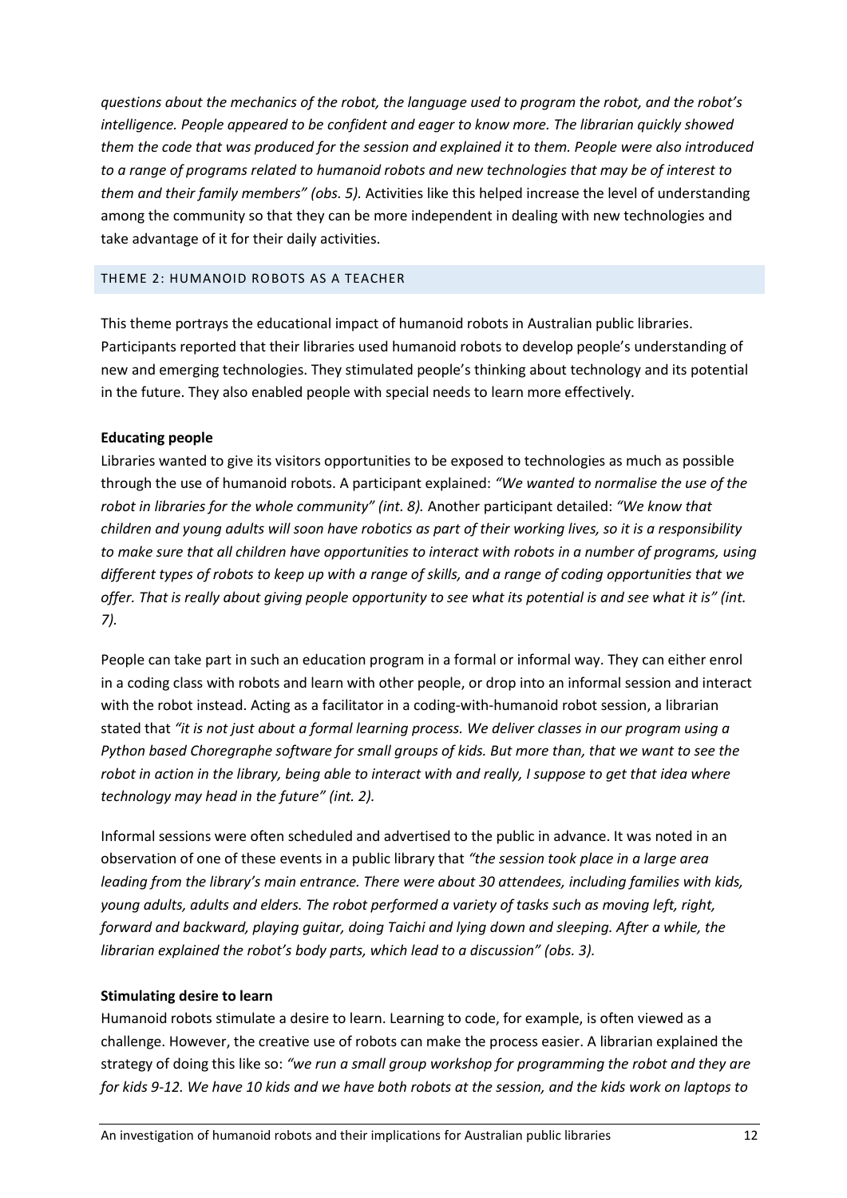*questions about the mechanics of the robot, the language used to program the robot, and the robot's intelligence. People appeared to be confident and eager to know more. The librarian quickly showed them the code that was produced for the session and explained it to them. People were also introduced to a range of programs related to humanoid robots and new technologies that may be of interest to them and their family members" (obs. 5).* Activities like this helped increase the level of understanding among the community so that they can be more independent in dealing with new technologies and take advantage of it for their daily activities.

## THEME 2: HUMANOID ROBOTS AS A TEACHER

This theme portrays the educational impact of humanoid robots in Australian public libraries. Participants reported that their libraries used humanoid robots to develop people's understanding of new and emerging technologies. They stimulated people's thinking about technology and its potential in the future. They also enabled people with special needs to learn more effectively.

**Educating people**

Libraries wanted to give its visitors opportunities to be exposed to technologies as much as possible through the use of humanoid robots. A participant explained: *"We wanted to normalise the use of the robot in libraries for the whole community" (int. 8).* Another participant detailed: *"We know that children and young adults will soon have robotics as part of their working lives, so it is a responsibility to make sure that all children have opportunities to interact with robots in a number of programs, using different types of robots to keep up with a range of skills, and a range of coding opportunities that we offer. That is really about giving people opportunity to see what its potential is and see what it is" (int. 7).*

People can take part in such an education program in a formal or informal way. They can either enrol in a coding class with robots and learn with other people, or drop into an informal session and interact with the robot instead. Acting as a facilitator in a coding-with-humanoid robot session, a librarian stated that *"it is not just about a formal learning process. We deliver classes in our program using a Python based Choregraphe software for small groups of kids. But more than, that we want to see the robot in action in the library, being able to interact with and really, I suppose to get that idea where technology may head in the future" (int. 2).*

Informal sessions were often scheduled and advertised to the public in advance. It was noted in an observation of one of these events in a public library that *"the session took place in a large area leading from the library's main entrance. There were about 30 attendees, including families with kids, young adults, adults and elders. The robot performed a variety of tasks such as moving left, right, forward and backward, playing guitar, doing Taichi and lying down and sleeping. After a while, the librarian explained the robot's body parts, which lead to a discussion" (obs. 3).*

**Stimulating desire to learn**

Humanoid robots stimulate a desire to learn. Learning to code, for example, is often viewed as a challenge. However, the creative use of robots can make the process easier. A librarian explained the strategy of doing this like so: *"we run a small group workshop for programming the robot and they are for kids 9-12. We have 10 kids and we have both robots at the session, and the kids work on laptops to*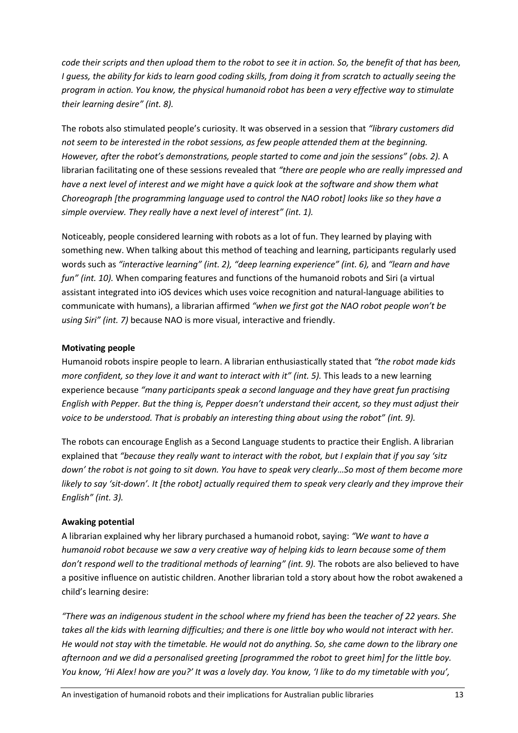*code their scripts and then upload them to the robot to see it in action. So, the benefit of that has been, I guess, the ability for kids to learn good coding skills, from doing it from scratch to actually seeing the program in action. You know, the physical humanoid robot has been a very effective way to stimulate their learning desire" (int. 8).*

The robots also stimulated people's curiosity. It was observed in a session that *"library customers did not seem to be interested in the robot sessions, as few people attended them at the beginning. However, after the robot's demonstrations, people started to come and join the sessions" (obs. 2).* A librarian facilitating one of these sessions revealed that *"there are people who are really impressed and have a next level of interest and we might have a quick look at the software and show them what Choreograph [the programming language used to control the NAO robot] looks like so they have a simple overview. They really have a next level of interest" (int. 1).*

Noticeably, people considered learning with robots as a lot of fun. They learned by playing with something new. When talking about this method of teaching and learning, participants regularly used words such as *"interactive learning" (int. 2), "deep learning experience" (int. 6),* and *"learn and have fun" (int. 10).* When comparing features and functions of the humanoid robots and Siri (a virtual assistant integrated into iOS devices which uses voice recognition and natural-language abilities to communicate with humans), a librarian affirmed *"when we first got the NAO robot people won't be using Siri" (int. 7)* because NAO is more visual, interactive and friendly.

**Motivating people**

Humanoid robots inspire people to learn. A librarian enthusiastically stated that *"the robot made kids more confident, so they love it and want to interact with it" (int. 5).* This leads to a new learning experience because *"many participants speak a second language and they have great fun practising English with Pepper. But the thing is, Pepper doesn't understand their accent, so they must adjust their voice to be understood. That is probably an interesting thing about using the robot" (int. 9).*

The robots can encourage English as a Second Language students to practice their English. A librarian explained that *"because they really want to interact with the robot, but I explain that if you say 'sitz down' the robot is not going to sit down. You have to speak very clearly…So most of them become more likely to say 'sit-down'. It [the robot] actually required them to speak very clearly and they improve their English" (int. 3).*

**Awaking potential**

A librarian explained why her library purchased a humanoid robot, saying: *"We want to have a humanoid robot because we saw a very creative way of helping kids to learn because some of them don't respond well to the traditional methods of learning" (int. 9).* The robots are also believed to have a positive influence on autistic children. Another librarian told a story about how the robot awakened a child's learning desire:

*"There was an indigenous student in the school where my friend has been the teacher of 22 years. She takes all the kids with learning difficulties; and there is one little boy who would not interact with her. He would not stay with the timetable. He would not do anything. So, she came down to the library one afternoon and we did a personalised greeting [programmed the robot to greet him] for the little boy. You know, 'Hi Alex! how are you?' It was a lovely day. You know, 'I like to do my timetable with you',*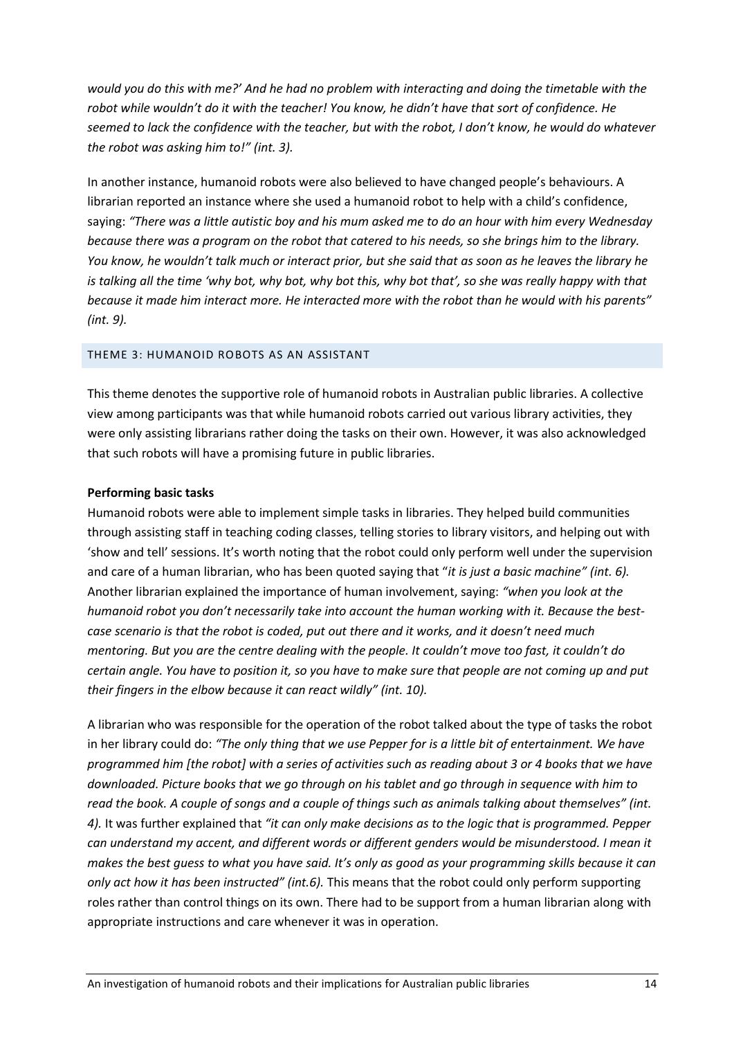*would you do this with me?' And he had no problem with interacting and doing the timetable with the robot while wouldn't do it with the teacher! You know, he didn't have that sort of confidence. He seemed to lack the confidence with the teacher, but with the robot, I don't know, he would do whatever the robot was asking him to!" (int. 3).*

In another instance, humanoid robots were also believed to have changed people's behaviours. A librarian reported an instance where she used a humanoid robot to help with a child's confidence, saying: *"There was a little autistic boy and his mum asked me to do an hour with him every Wednesday because there was a program on the robot that catered to his needs, so she brings him to the library. You know, he wouldn't talk much or interact prior, but she said that as soon as he leaves the library he is talking all the time 'why bot, why bot, why bot this, why bot that', so she was really happy with that because it made him interact more. He interacted more with the robot than he would with his parents" (int. 9).*

## THEME 3: HUMANOID ROBOTS AS AN ASSISTANT

This theme denotes the supportive role of humanoid robots in Australian public libraries. A collective view among participants was that while humanoid robots carried out various library activities, they were only assisting librarians rather doing the tasks on their own. However, it was also acknowledged that such robots will have a promising future in public libraries.

**Performing basic tasks**

Humanoid robots were able to implement simple tasks in libraries. They helped build communities through assisting staff in teaching coding classes, telling stories to library visitors, and helping out with 'show and tell' sessions. It's worth noting that the robot could only perform well under the supervision and care of a human librarian, who has been quoted saying that "*it is just a basic machine" (int. 6).* Another librarian explained the importance of human involvement, saying: *"when you look at the humanoid robot you don't necessarily take into account the human working with it. Because the best-case scenario is that the robot is coded, put out there and it works, and it doesn't need much mentoring. But you are the centre dealing with the people. It couldn't move too fast, it couldn't do certain angle. You have to position it, so you have to make sure that people are not coming up and put their fingers in the elbow because it can react wildly" (int. 10).*

A librarian who was responsible for the operation of the robot talked about the type of tasks the robot in her library could do: *"The only thing that we use Pepper for is a little bit of entertainment. We have programmed him [the robot] with a series of activities such as reading about 3 or 4 books that we have downloaded. Picture books that we go through on his tablet and go through in sequence with him to read the book. A couple of songs and a couple of things such as animals talking about themselves" (int. 4).* It was further explained that *"it can only make decisions as to the logic that is programmed. Pepper can understand my accent, and different words or different genders would be misunderstood. I mean it makes the best guess to what you have said. It's only as good as your programming skills because it can only act how it has been instructed" (int.6).* This means that the robot could only perform supporting roles rather than control things on its own. There had to be support from a human librarian along with appropriate instructions and care whenever it was in operation.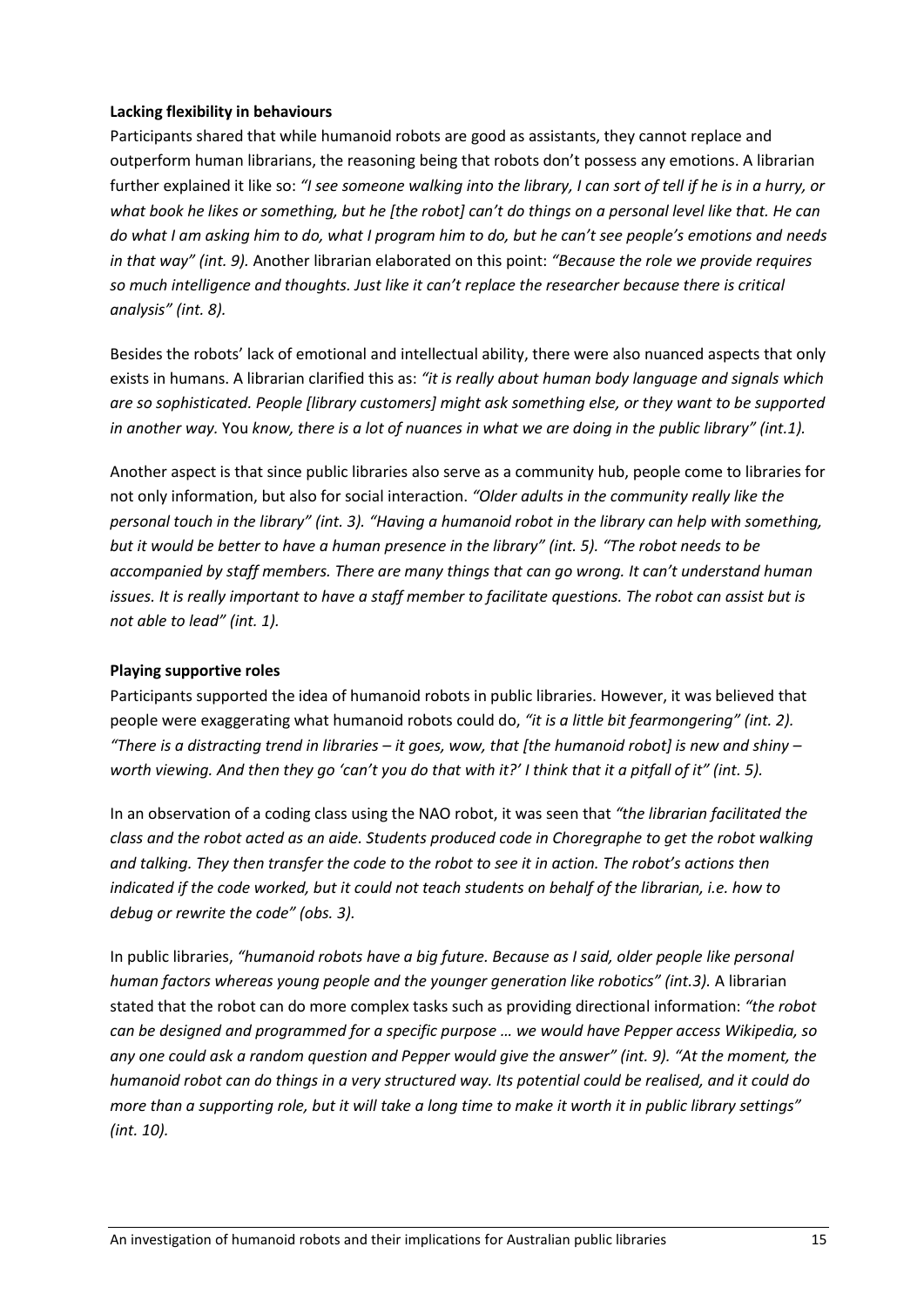**Lacking flexibility in behaviours**

Participants shared that while humanoid robots are good as assistants, they cannot replace and outperform human librarians, the reasoning being that robots don't possess any emotions. A librarian further explained it like so: *"I see someone walking into the library, I can sort of tell if he is in a hurry, or what book he likes or something, but he [the robot] can't do things on a personal level like that. He can do what I am asking him to do, what I program him to do, but he can't see people's emotions and needs in that way" (int. 9).* Another librarian elaborated on this point: *"Because the role we provide requires so much intelligence and thoughts. Just like it can't replace the researcher because there is critical analysis" (int. 8).*

Besides the robots' lack of emotional and intellectual ability, there were also nuanced aspects that only exists in humans. A librarian clarified this as: *"it is really about human body language and signals which are so sophisticated. People [library customers] might ask something else, or they want to be supported in another way.* You *know, there is a lot of nuances in what we are doing in the public library" (int.1).*

Another aspect is that since public libraries also serve as a community hub, people come to libraries for not only information, but also for social interaction. *"Older adults in the community really like the personal touch in the library" (int. 3). "Having a humanoid robot in the library can help with something, but it would be better to have a human presence in the library" (int. 5). "The robot needs to be accompanied by staff members. There are many things that can go wrong. It can't understand human issues. It is really important to have a staff member to facilitate questions. The robot can assist but is not able to lead" (int. 1).*

**Playing supportive roles**

Participants supported the idea of humanoid robots in public libraries. However, it was believed that people were exaggerating what humanoid robots could do, *"it is a little bit fearmongering" (int. 2). "There is a distracting trend in libraries – it goes, wow, that [the humanoid robot] is new and shiny – worth viewing. And then they go 'can't you do that with it?' I think that it a pitfall of it" (int. 5).*

In an observation of a coding class using the NAO robot, it was seen that *"the librarian facilitated the class and the robot acted as an aide. Students produced code in Choregraphe to get the robot walking and talking. They then transfer the code to the robot to see it in action. The robot's actions then indicated if the code worked, but it could not teach students on behalf of the librarian, i.e. how to debug or rewrite the code" (obs. 3).*

In public libraries, *"humanoid robots have a big future. Because as I said, older people like personal human factors whereas young people and the younger generation like robotics" (int.3).* A librarian stated that the robot can do more complex tasks such as providing directional information: *"the robot can be designed and programmed for a specific purpose … we would have Pepper access Wikipedia, so any one could ask a random question and Pepper would give the answer" (int. 9). "At the moment, the humanoid robot can do things in a very structured way. Its potential could be realised, and it could do more than a supporting role, but it will take a long time to make it worth it in public library settings" (int. 10).*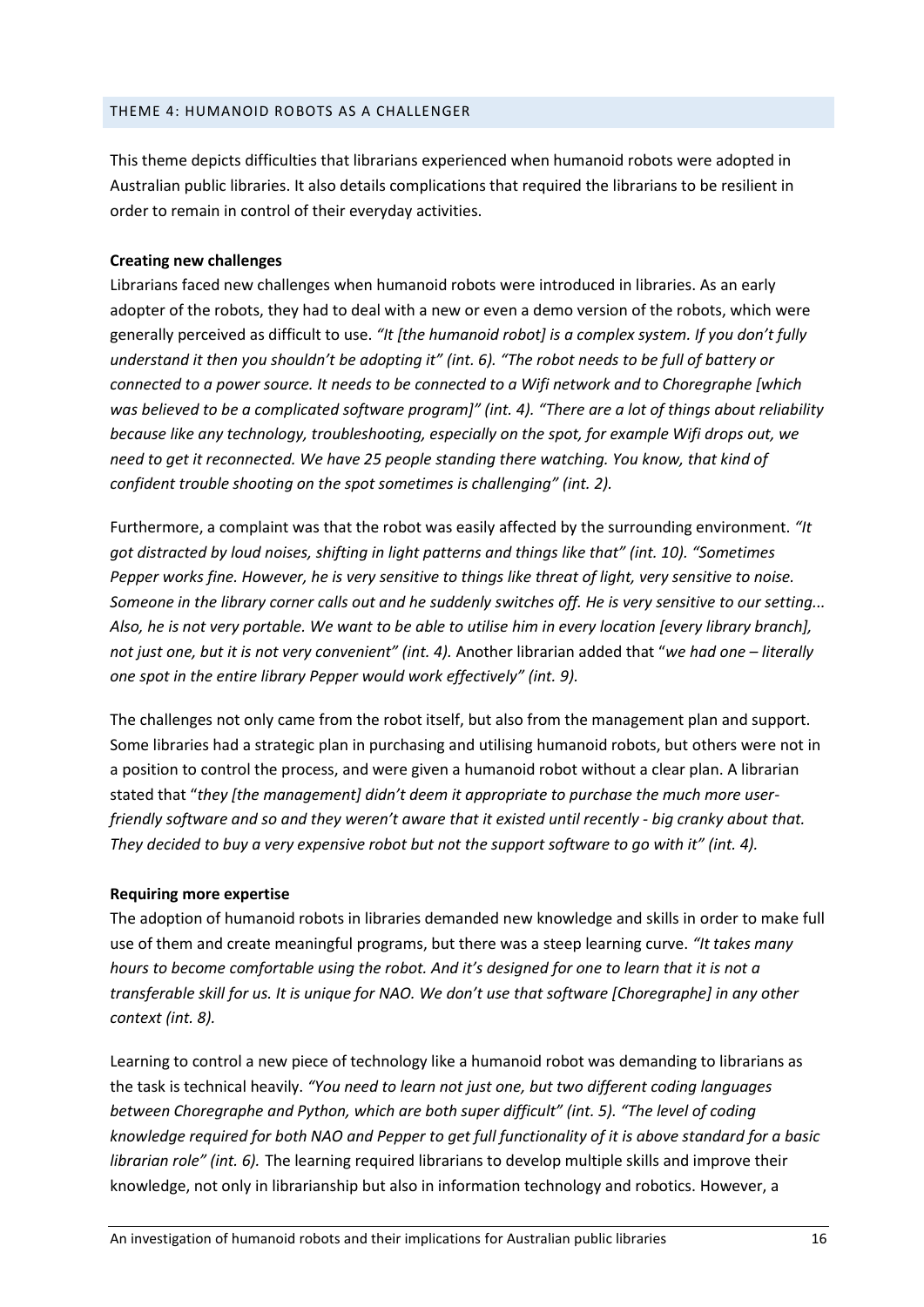## THEME 4: HUMANOID ROBOTS AS A CHALLENGER

This theme depicts difficulties that librarians experienced when humanoid robots were adopted in Australian public libraries. It also details complications that required the librarians to be resilient in order to remain in control of their everyday activities.

**Creating new challenges**

Librarians faced new challenges when humanoid robots were introduced in libraries. As an early adopter of the robots, they had to deal with a new or even a demo version of the robots, which were generally perceived as difficult to use. *"It [the humanoid robot] is a complex system. If you don't fully understand it then you shouldn't be adopting it" (int. 6). "The robot needs to be full of battery or connected to a power source. It needs to be connected to a Wifi network and to Choregraphe [which was believed to be a complicated software program]" (int. 4). "There are a lot of things about reliability because like any technology, troubleshooting, especially on the spot, for example Wifi drops out, we need to get it reconnected. We have 25 people standing there watching. You know, that kind of confident trouble shooting on the spot sometimes is challenging" (int. 2).*

Furthermore, a complaint was that the robot was easily affected by the surrounding environment. *"It got distracted by loud noises, shifting in light patterns and things like that" (int. 10). "Sometimes Pepper works fine. However, he is very sensitive to things like threat of light, very sensitive to noise. Someone in the library corner calls out and he suddenly switches off. He is very sensitive to our setting... Also, he is not very portable. We want to be able to utilise him in every location [every library branch], not just one, but it is not very convenient" (int. 4).* Another librarian added that "*we had one – literally one spot in the entire library Pepper would work effectively" (int. 9).*

The challenges not only came from the robot itself, but also from the management plan and support. Some libraries had a strategic plan in purchasing and utilising humanoid robots, but others were not in a position to control the process, and were given a humanoid robot without a clear plan. A librarian stated that "*they [the management] didn't deem it appropriate to purchase the much more user-friendly software and so and they weren't aware that it existed until recently - big cranky about that. They decided to buy a very expensive robot but not the support software to go with it" (int. 4).*

**Requiring more expertise**

The adoption of humanoid robots in libraries demanded new knowledge and skills in order to make full use of them and create meaningful programs, but there was a steep learning curve. *"It takes many hours to become comfortable using the robot. And it's designed for one to learn that it is not a transferable skill for us. It is unique for NAO. We don't use that software [Choregraphe] in any other context (int. 8).*

Learning to control a new piece of technology like a humanoid robot was demanding to librarians as the task is technical heavily. *"You need to learn not just one, but two different coding languages between Choregraphe and Python, which are both super difficult" (int. 5). "The level of coding knowledge required for both NAO and Pepper to get full functionality of it is above standard for a basic librarian role" (int. 6).* The learning required librarians to develop multiple skills and improve their knowledge, not only in librarianship but also in information technology and robotics. However, a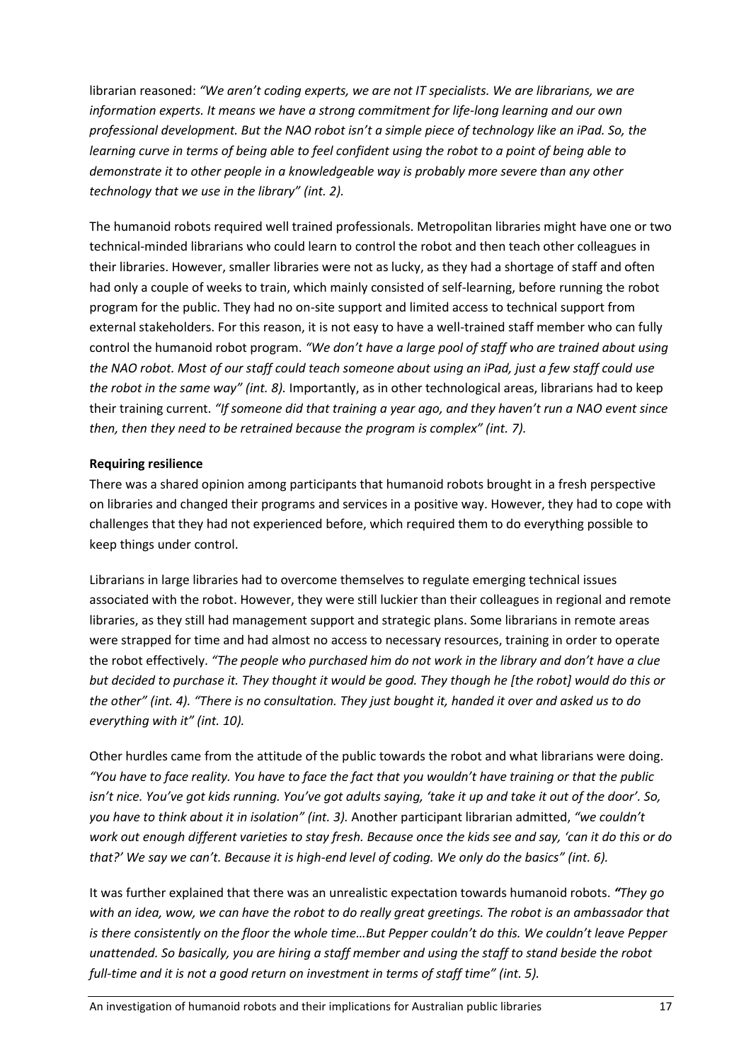librarian reasoned: *"We aren't coding experts, we are not IT specialists. We are librarians, we are information experts. It means we have a strong commitment for life-long learning and our own professional development. But the NAO robot isn't a simple piece of technology like an iPad. So, the learning curve in terms of being able to feel confident using the robot to a point of being able to demonstrate it to other people in a knowledgeable way is probably more severe than any other technology that we use in the library" (int. 2).*

The humanoid robots required well trained professionals. Metropolitan libraries might have one or two technical-minded librarians who could learn to control the robot and then teach other colleagues in their libraries. However, smaller libraries were not as lucky, as they had a shortage of staff and often had only a couple of weeks to train, which mainly consisted of self-learning, before running the robot program for the public. They had no on-site support and limited access to technical support from external stakeholders. For this reason, it is not easy to have a well-trained staff member who can fully control the humanoid robot program. *"We don't have a large pool of staff who are trained about using the NAO robot. Most of our staff could teach someone about using an iPad, just a few staff could use the robot in the same way" (int. 8).* Importantly, as in other technological areas, librarians had to keep their training current. *"If someone did that training a year ago, and they haven't run a NAO event since then, then they need to be retrained because the program is complex" (int. 7).*

**Requiring resilience**

There was a shared opinion among participants that humanoid robots brought in a fresh perspective on libraries and changed their programs and services in a positive way. However, they had to cope with challenges that they had not experienced before, which required them to do everything possible to keep things under control.

Librarians in large libraries had to overcome themselves to regulate emerging technical issues associated with the robot. However, they were still luckier than their colleagues in regional and remote libraries, as they still had management support and strategic plans. Some librarians in remote areas were strapped for time and had almost no access to necessary resources, training in order to operate the robot effectively. *"The people who purchased him do not work in the library and don't have a clue but decided to purchase it. They thought it would be good. They though he [the robot] would do this or the other" (int. 4). "There is no consultation. They just bought it, handed it over and asked us to do everything with it" (int. 10).*

Other hurdles came from the attitude of the public towards the robot and what librarians were doing. *"You have to face reality. You have to face the fact that you wouldn't have training or that the public isn't nice. You've got kids running. You've got adults saying, 'take it up and take it out of the door'. So, you have to think about it in isolation" (int. 3).* Another participant librarian admitted, *"we couldn't work out enough different varieties to stay fresh. Because once the kids see and say, 'can it do this or do that?' We say we can't. Because it is high-end level of coding. We only do the basics" (int. 6).*

It was further explained that there was an unrealistic expectation towards humanoid robots. ***"****They go with an idea, wow, we can have the robot to do really great greetings. The robot is an ambassador that is there consistently on the floor the whole time…But Pepper couldn't do this. We couldn't leave Pepper unattended. So basically, you are hiring a staff member and using the staff to stand beside the robot full-time and it is not a good return on investment in terms of staff time" (int. 5).*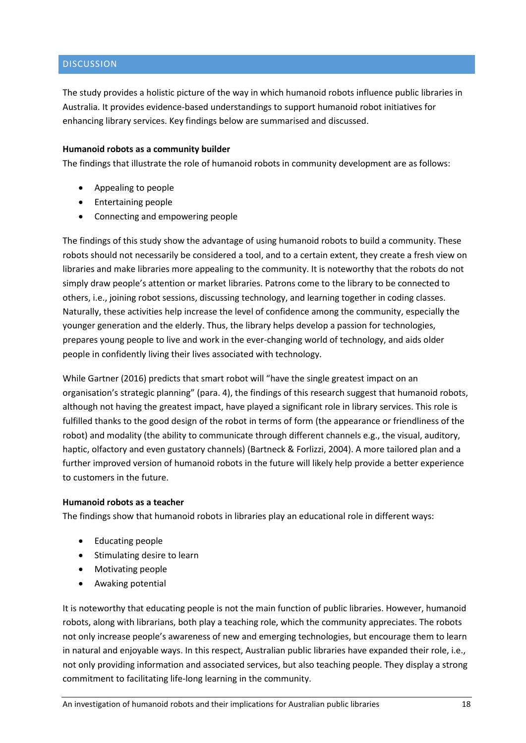## DISCUSSION

The study provides a holistic picture of the way in which humanoid robots influence public libraries in Australia. It provides evidence-based understandings to support humanoid robot initiatives for enhancing library services. Key findings below are summarised and discussed.

**Humanoid robots as a community builder**

The findings that illustrate the role of humanoid robots in community development are as follows:

- Appealing to people
- Entertaining people
- Connecting and empowering people

The findings of this study show the advantage of using humanoid robots to build a community. These robots should not necessarily be considered a tool, and to a certain extent, they create a fresh view on libraries and make libraries more appealing to the community. It is noteworthy that the robots do not simply draw people's attention or market libraries. Patrons come to the library to be connected to others, i.e., joining robot sessions, discussing technology, and learning together in coding classes. Naturally, these activities help increase the level of confidence among the community, especially the younger generation and the elderly. Thus, the library helps develop a passion for technologies, prepares young people to live and work in the ever-changing world of technology, and aids older people in confidently living their lives associated with technology.

While Gartner (2016) predicts that smart robot will "have the single greatest impact on an organisation's strategic planning" (para. 4), the findings of this research suggest that humanoid robots, although not having the greatest impact, have played a significant role in library services. This role is fulfilled thanks to the good design of the robot in terms of form (the appearance or friendliness of the robot) and modality (the ability to communicate through different channels e.g., the visual, auditory, haptic, olfactory and even gustatory channels) (Bartneck & Forlizzi, 2004). A more tailored plan and a further improved version of humanoid robots in the future will likely help provide a better experience to customers in the future.

**Humanoid robots as a teacher**

The findings show that humanoid robots in libraries play an educational role in different ways:

- Educating people
- Stimulating desire to learn
- Motivating people
- Awaking potential

It is noteworthy that educating people is not the main function of public libraries. However, humanoid robots, along with librarians, both play a teaching role, which the community appreciates. The robots not only increase people's awareness of new and emerging technologies, but encourage them to learn in natural and enjoyable ways. In this respect, Australian public libraries have expanded their role, i.e., not only providing information and associated services, but also teaching people. They display a strong commitment to facilitating life-long learning in the community.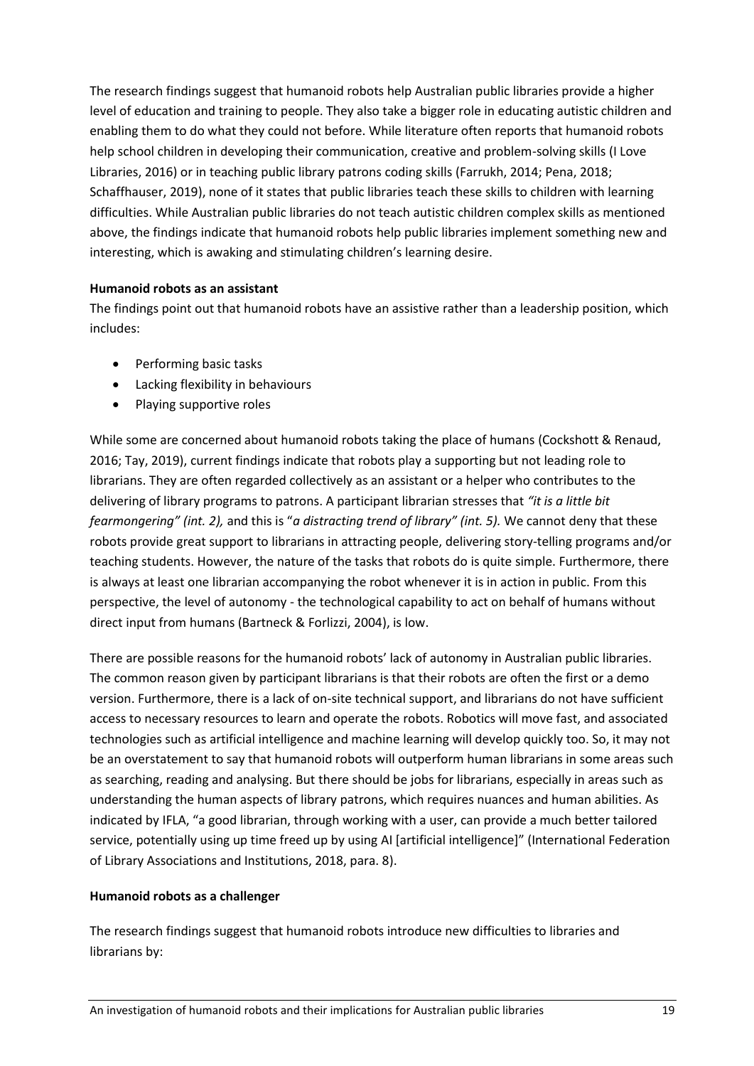The research findings suggest that humanoid robots help Australian public libraries provide a higher level of education and training to people. They also take a bigger role in educating autistic children and enabling them to do what they could not before. While literature often reports that humanoid robots help school children in developing their communication, creative and problem-solving skills (I Love Libraries, 2016) or in teaching public library patrons coding skills (Farrukh, 2014; Pena, 2018; Schaffhauser, 2019), none of it states that public libraries teach these skills to children with learning difficulties. While Australian public libraries do not teach autistic children complex skills as mentioned above, the findings indicate that humanoid robots help public libraries implement something new and interesting, which is awaking and stimulating children's learning desire.

**Humanoid robots as an assistant**

The findings point out that humanoid robots have an assistive rather than a leadership position, which includes:

- Performing basic tasks
- Lacking flexibility in behaviours
- Playing supportive roles

While some are concerned about humanoid robots taking the place of humans (Cockshott & Renaud, 2016; Tay, 2019), current findings indicate that robots play a supporting but not leading role to librarians. They are often regarded collectively as an assistant or a helper who contributes to the delivering of library programs to patrons. A participant librarian stresses that *"it is a little bit fearmongering" (int. 2),* and this is "*a distracting trend of library" (int. 5).* We cannot deny that these robots provide great support to librarians in attracting people, delivering story-telling programs and/or teaching students. However, the nature of the tasks that robots do is quite simple. Furthermore, there is always at least one librarian accompanying the robot whenever it is in action in public. From this perspective, the level of autonomy - the technological capability to act on behalf of humans without direct input from humans (Bartneck & Forlizzi, 2004), is low.

There are possible reasons for the humanoid robots' lack of autonomy in Australian public libraries. The common reason given by participant librarians is that their robots are often the first or a demo version. Furthermore, there is a lack of on-site technical support, and librarians do not have sufficient access to necessary resources to learn and operate the robots. Robotics will move fast, and associated technologies such as artificial intelligence and machine learning will develop quickly too. So, it may not be an overstatement to say that humanoid robots will outperform human librarians in some areas such as searching, reading and analysing. But there should be jobs for librarians, especially in areas such as understanding the human aspects of library patrons, which requires nuances and human abilities. As indicated by IFLA, "a good librarian, through working with a user, can provide a much better tailored service, potentially using up time freed up by using AI [artificial intelligence]" (International Federation of Library Associations and Institutions, 2018, para. 8).

**Humanoid robots as a challenger**

The research findings suggest that humanoid robots introduce new difficulties to libraries and librarians by: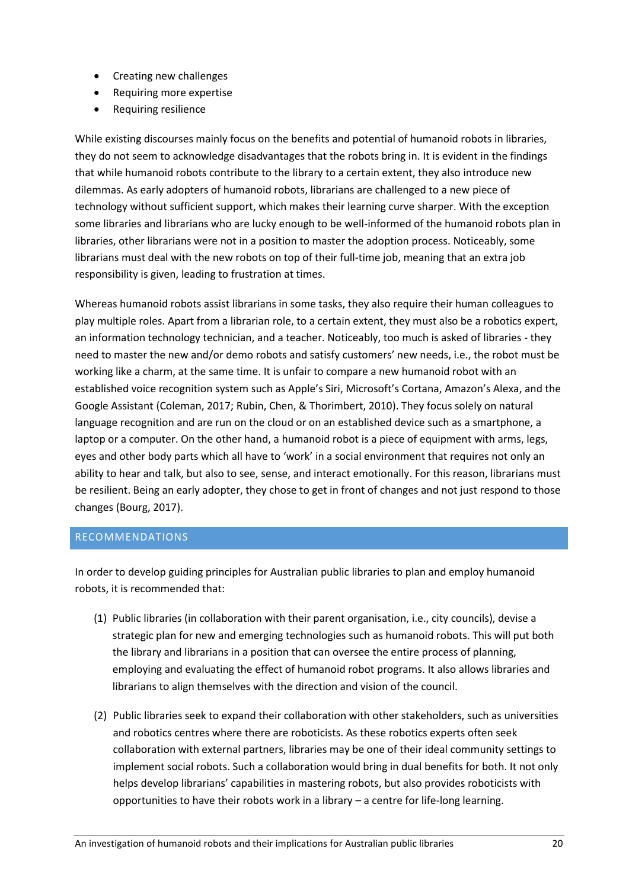- Creating new challenges
- Requiring more expertise
- Requiring resilience

While existing discourses mainly focus on the benefits and potential of humanoid robots in libraries, they do not seem to acknowledge disadvantages that the robots bring in. It is evident in the findings that while humanoid robots contribute to the library to a certain extent, they also introduce new dilemmas. As early adopters of humanoid robots, librarians are challenged to a new piece of technology without sufficient support, which makes their learning curve sharper. With the exception some libraries and librarians who are lucky enough to be well-informed of the humanoid robots plan in libraries, other librarians were not in a position to master the adoption process. Noticeably, some librarians must deal with the new robots on top of their full-time job, meaning that an extra job responsibility is given, leading to frustration at times.

Whereas humanoid robots assist librarians in some tasks, they also require their human colleagues to play multiple roles. Apart from a librarian role, to a certain extent, they must also be a robotics expert, an information technology technician, and a teacher. Noticeably, too much is asked of libraries - they need to master the new and/or demo robots and satisfy customers' new needs, i.e., the robot must be working like a charm, at the same time. It is unfair to compare a new humanoid robot with an established voice recognition system such as Apple's Siri, Microsoft's Cortana, Amazon's Alexa, and the Google Assistant (Coleman, 2017; Rubin, Chen, & Thorimbert, 2010). They focus solely on natural language recognition and are run on the cloud or on an established device such as a smartphone, a laptop or a computer. On the other hand, a humanoid robot is a piece of equipment with arms, legs, eyes and other body parts which all have to 'work' in a social environment that requires not only an ability to hear and talk, but also to see, sense, and interact emotionally. For this reason, librarians must be resilient. Being an early adopter, they chose to get in front of changes and not just respond to those changes (Bourg, 2017).

## RECOMMENDATIONS

In order to develop guiding principles for Australian public libraries to plan and employ humanoid robots, it is recommended that:

(1) Public libraries (in collaboration with their parent organisation, i.e., city councils), devise a strategic plan for new and emerging technologies such as humanoid robots. This will put both the library and librarians in a position that can oversee the entire process of planning, employing and evaluating the effect of humanoid robot programs. It also allows libraries and librarians to align themselves with the direction and vision of the council.

(2) Public libraries seek to expand their collaboration with other stakeholders, such as universities and robotics centres where there are roboticists. As these robotics experts often seek collaboration with external partners, libraries may be one of their ideal community settings to implement social robots. Such a collaboration would bring in dual benefits for both. It not only helps develop librarians' capabilities in mastering robots, but also provides roboticists with opportunities to have their robots work in a library – a centre for life-long learning.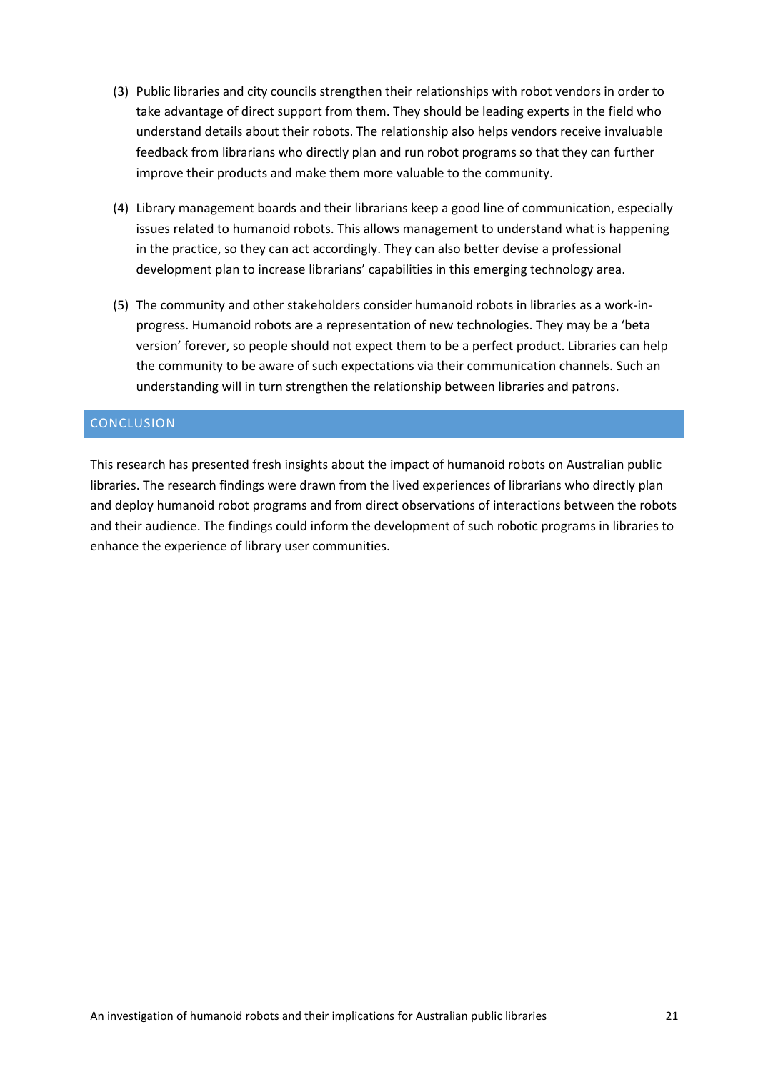(3) Public libraries and city councils strengthen their relationships with robot vendors in order to take advantage of direct support from them. They should be leading experts in the field who understand details about their robots. The relationship also helps vendors receive invaluable feedback from librarians who directly plan and run robot programs so that they can further improve their products and make them more valuable to the community.

(4) Library management boards and their librarians keep a good line of communication, especially issues related to humanoid robots. This allows management to understand what is happening in the practice, so they can act accordingly. They can also better devise a professional development plan to increase librarians' capabilities in this emerging technology area.

(5) The community and other stakeholders consider humanoid robots in libraries as a work-in-progress. Humanoid robots are a representation of new technologies. They may be a 'beta version' forever, so people should not expect them to be a perfect product. Libraries can help the community to be aware of such expectations via their communication channels. Such an understanding will in turn strengthen the relationship between libraries and patrons.

## CONCLUSION

This research has presented fresh insights about the impact of humanoid robots on Australian public libraries. The research findings were drawn from the lived experiences of librarians who directly plan and deploy humanoid robot programs and from direct observations of interactions between the robots and their audience. The findings could inform the development of such robotic programs in libraries to enhance the experience of library user communities.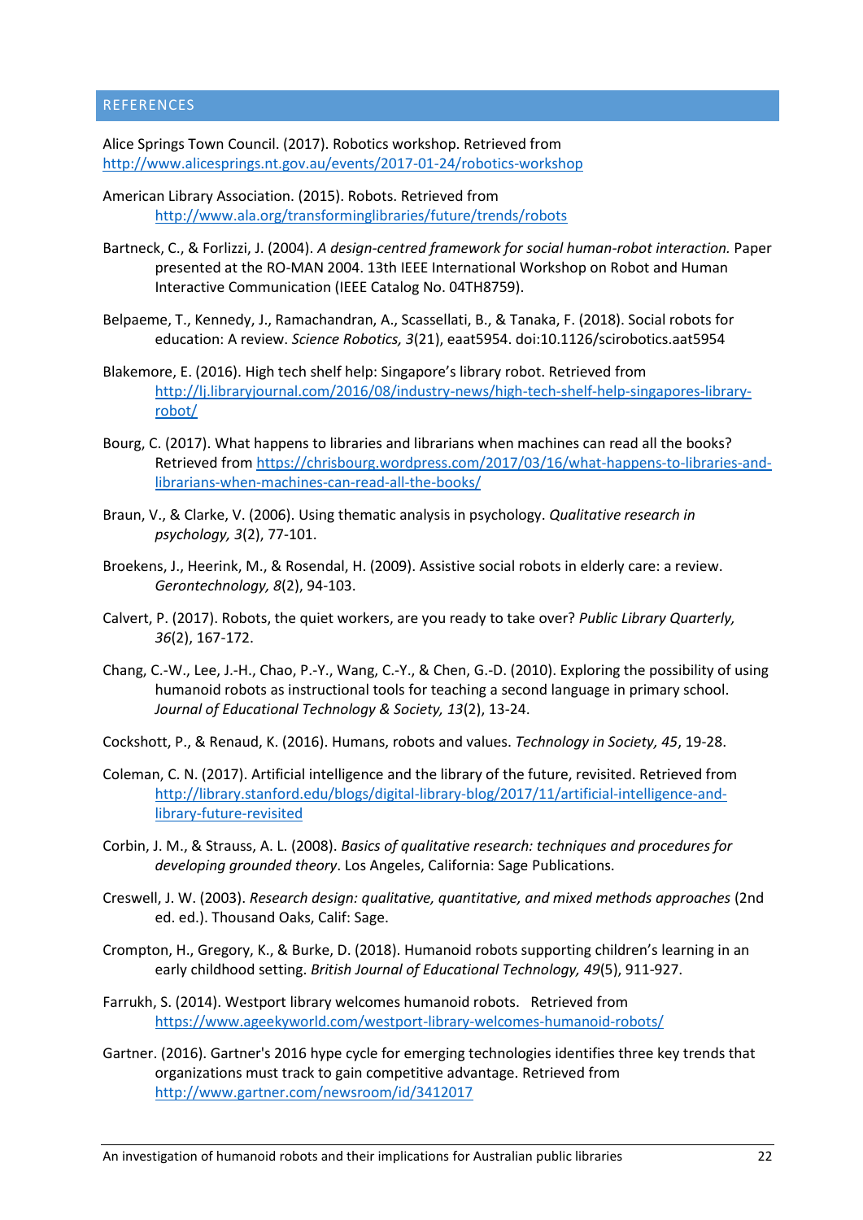## REFERENCES

Alice Springs Town Council. (2017). Robotics workshop. Retrieved from http://www.alicesprings.nt.gov.au/events/2017-01-24/robotics-workshop

American Library Association. (2015). Robots. Retrieved from http://www.ala.org/transforminglibraries/future/trends/robots

Bartneck, C., & Forlizzi, J. (2004). *A design-centred framework for social human-robot interaction.* Paper presented at the RO-MAN 2004. 13th IEEE International Workshop on Robot and Human Interactive Communication (IEEE Catalog No. 04TH8759).

Belpaeme, T., Kennedy, J., Ramachandran, A., Scassellati, B., & Tanaka, F. (2018). Social robots for education: A review. *Science Robotics, 3*(21), eaat5954. doi:10.1126/scirobotics.aat5954

Blakemore, E. (2016). High tech shelf help: Singapore's library robot. Retrieved from http://lj.libraryjournal.com/2016/08/industry-news/high-tech-shelf-help-singapores-library-robot/

Bourg, C. (2017). What happens to libraries and librarians when machines can read all the books? Retrieved from https://chrisbourg.wordpress.com/2017/03/16/what-happens-to-libraries-and-librarians-when-machines-can-read-all-the-books/

Braun, V., & Clarke, V. (2006). Using thematic analysis in psychology. *Qualitative research in psychology, 3*(2), 77-101.

Broekens, J., Heerink, M., & Rosendal, H. (2009). Assistive social robots in elderly care: a review. *Gerontechnology, 8*(2), 94-103.

Calvert, P. (2017). Robots, the quiet workers, are you ready to take over? *Public Library Quarterly, 36*(2), 167-172.

Chang, C.-W., Lee, J.-H., Chao, P.-Y., Wang, C.-Y., & Chen, G.-D. (2010). Exploring the possibility of using humanoid robots as instructional tools for teaching a second language in primary school. *Journal of Educational Technology & Society, 13*(2), 13-24.

Cockshott, P., & Renaud, K. (2016). Humans, robots and values. *Technology in Society, 45*, 19-28.

Coleman, C. N. (2017). Artificial intelligence and the library of the future, revisited. Retrieved from http://library.stanford.edu/blogs/digital-library-blog/2017/11/artificial-intelligence-and-library-future-revisited

Corbin, J. M., & Strauss, A. L. (2008). *Basics of qualitative research: techniques and procedures for developing grounded theory*. Los Angeles, California: Sage Publications.

Creswell, J. W. (2003). *Research design: qualitative, quantitative, and mixed methods approaches* (2nd ed. ed.). Thousand Oaks, Calif: Sage.

Crompton, H., Gregory, K., & Burke, D. (2018). Humanoid robots supporting children's learning in an early childhood setting. *British Journal of Educational Technology, 49*(5), 911-927.

Farrukh, S. (2014). Westport library welcomes humanoid robots. Retrieved from https://www.ageekyworld.com/westport-library-welcomes-humanoid-robots/

Gartner. (2016). Gartner's 2016 hype cycle for emerging technologies identifies three key trends that organizations must track to gain competitive advantage. Retrieved from http://www.gartner.com/newsroom/id/3412017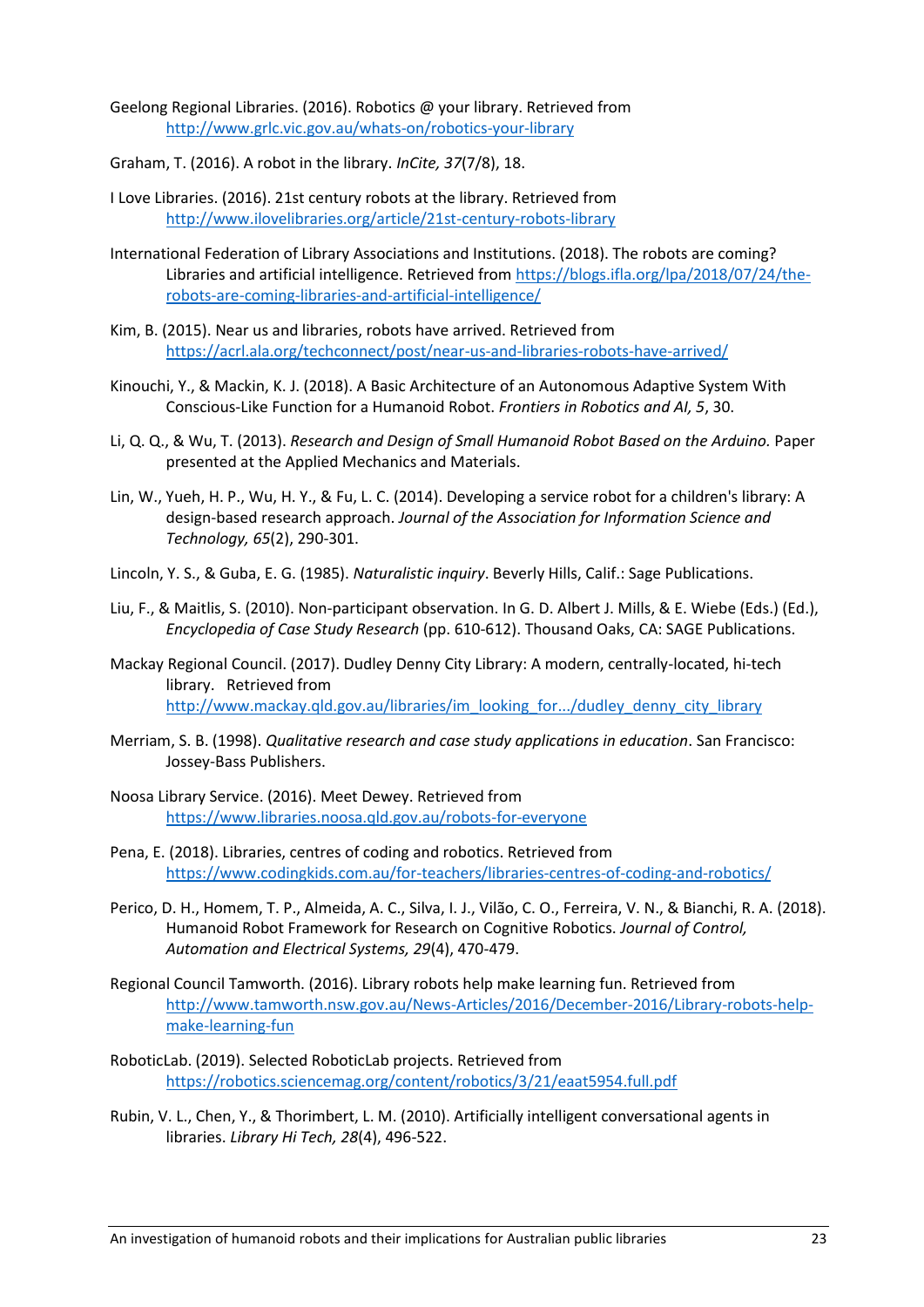Geelong Regional Libraries. (2016). Robotics @ your library. Retrieved from http://www.grlc.vic.gov.au/whats-on/robotics-your-library

Graham, T. (2016). A robot in the library. *InCite, 37*(7/8), 18.

I Love Libraries. (2016). 21st century robots at the library. Retrieved from http://www.ilovelibraries.org/article/21st-century-robots-library

International Federation of Library Associations and Institutions. (2018). The robots are coming? Libraries and artificial intelligence. Retrieved from https://blogs.ifla.org/lpa/2018/07/24/the-robots-are-coming-libraries-and-artificial-intelligence/

Kim, B. (2015). Near us and libraries, robots have arrived. Retrieved from https://acrl.ala.org/techconnect/post/near-us-and-libraries-robots-have-arrived/

Kinouchi, Y., & Mackin, K. J. (2018). A Basic Architecture of an Autonomous Adaptive System With Conscious-Like Function for a Humanoid Robot. *Frontiers in Robotics and AI, 5*, 30.

Li, Q. Q., & Wu, T. (2013). *Research and Design of Small Humanoid Robot Based on the Arduino.* Paper presented at the Applied Mechanics and Materials.

Lin, W., Yueh, H. P., Wu, H. Y., & Fu, L. C. (2014). Developing a service robot for a children's library: A design-based research approach. *Journal of the Association for Information Science and Technology, 65*(2), 290-301.

Lincoln, Y. S., & Guba, E. G. (1985). *Naturalistic inquiry*. Beverly Hills, Calif.: Sage Publications.

Liu, F., & Maitlis, S. (2010). Non-participant observation. In G. D. Albert J. Mills, & E. Wiebe (Eds.) (Ed.), *Encyclopedia of Case Study Research* (pp. 610-612). Thousand Oaks, CA: SAGE Publications.

Mackay Regional Council. (2017). Dudley Denny City Library: A modern, centrally-located, hi-tech library. Retrieved from http://www.mackay.qld.gov.au/libraries/im_looking_for.../dudley_denny_city_library

Merriam, S. B. (1998). *Qualitative research and case study applications in education*. San Francisco: Jossey-Bass Publishers.

Noosa Library Service. (2016). Meet Dewey. Retrieved from https://www.libraries.noosa.qld.gov.au/robots-for-everyone

Pena, E. (2018). Libraries, centres of coding and robotics. Retrieved from https://www.codingkids.com.au/for-teachers/libraries-centres-of-coding-and-robotics/

Perico, D. H., Homem, T. P., Almeida, A. C., Silva, I. J., Vilão, C. O., Ferreira, V. N., & Bianchi, R. A. (2018). Humanoid Robot Framework for Research on Cognitive Robotics. *Journal of Control, Automation and Electrical Systems, 29*(4), 470-479.

Regional Council Tamworth. (2016). Library robots help make learning fun. Retrieved from http://www.tamworth.nsw.gov.au/News-Articles/2016/December-2016/Library-robots-help-make-learning-fun

RoboticLab. (2019). Selected RoboticLab projects. Retrieved from https://robotics.sciencemag.org/content/robotics/3/21/eaat5954.full.pdf

Rubin, V. L., Chen, Y., & Thorimbert, L. M. (2010). Artificially intelligent conversational agents in libraries. *Library Hi Tech, 28*(4), 496-522.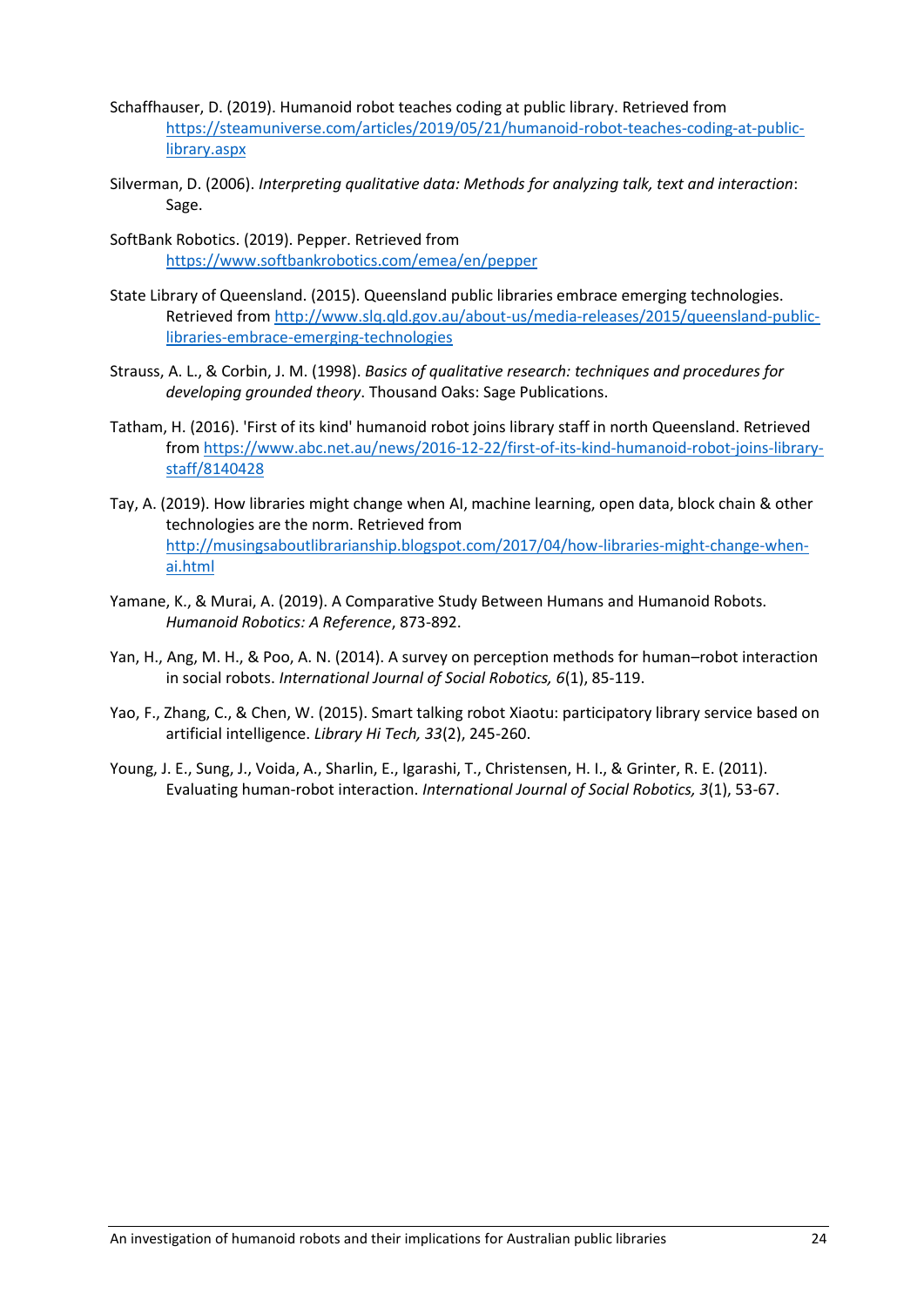Schaffhauser, D. (2019). Humanoid robot teaches coding at public library. Retrieved from https://steamuniverse.com/articles/2019/05/21/humanoid-robot-teaches-coding-at-public-library.aspx

Silverman, D. (2006). *Interpreting qualitative data: Methods for analyzing talk, text and interaction*: Sage.

SoftBank Robotics. (2019). Pepper. Retrieved from https://www.softbankrobotics.com/emea/en/pepper

State Library of Queensland. (2015). Queensland public libraries embrace emerging technologies. Retrieved from http://www.slq.qld.gov.au/about-us/media-releases/2015/queensland-public-libraries-embrace-emerging-technologies

Strauss, A. L., & Corbin, J. M. (1998). *Basics of qualitative research: techniques and procedures for developing grounded theory*. Thousand Oaks: Sage Publications.

Tatham, H. (2016). 'First of its kind' humanoid robot joins library staff in north Queensland. Retrieved from https://www.abc.net.au/news/2016-12-22/first-of-its-kind-humanoid-robot-joins-library-staff/8140428

Tay, A. (2019). How libraries might change when AI, machine learning, open data, block chain & other technologies are the norm. Retrieved from http://musingsaboutlibrarianship.blogspot.com/2017/04/how-libraries-might-change-when-ai.html

Yamane, K., & Murai, A. (2019). A Comparative Study Between Humans and Humanoid Robots. *Humanoid Robotics: A Reference*, 873-892.

Yan, H., Ang, M. H., & Poo, A. N. (2014). A survey on perception methods for human–robot interaction in social robots. *International Journal of Social Robotics, 6*(1), 85-119.

Yao, F., Zhang, C., & Chen, W. (2015). Smart talking robot Xiaotu: participatory library service based on artificial intelligence. *Library Hi Tech, 33*(2), 245-260.

Young, J. E., Sung, J., Voida, A., Sharlin, E., Igarashi, T., Christensen, H. I., & Grinter, R. E. (2011). Evaluating human-robot interaction. *International Journal of Social Robotics, 3*(1), 53-67.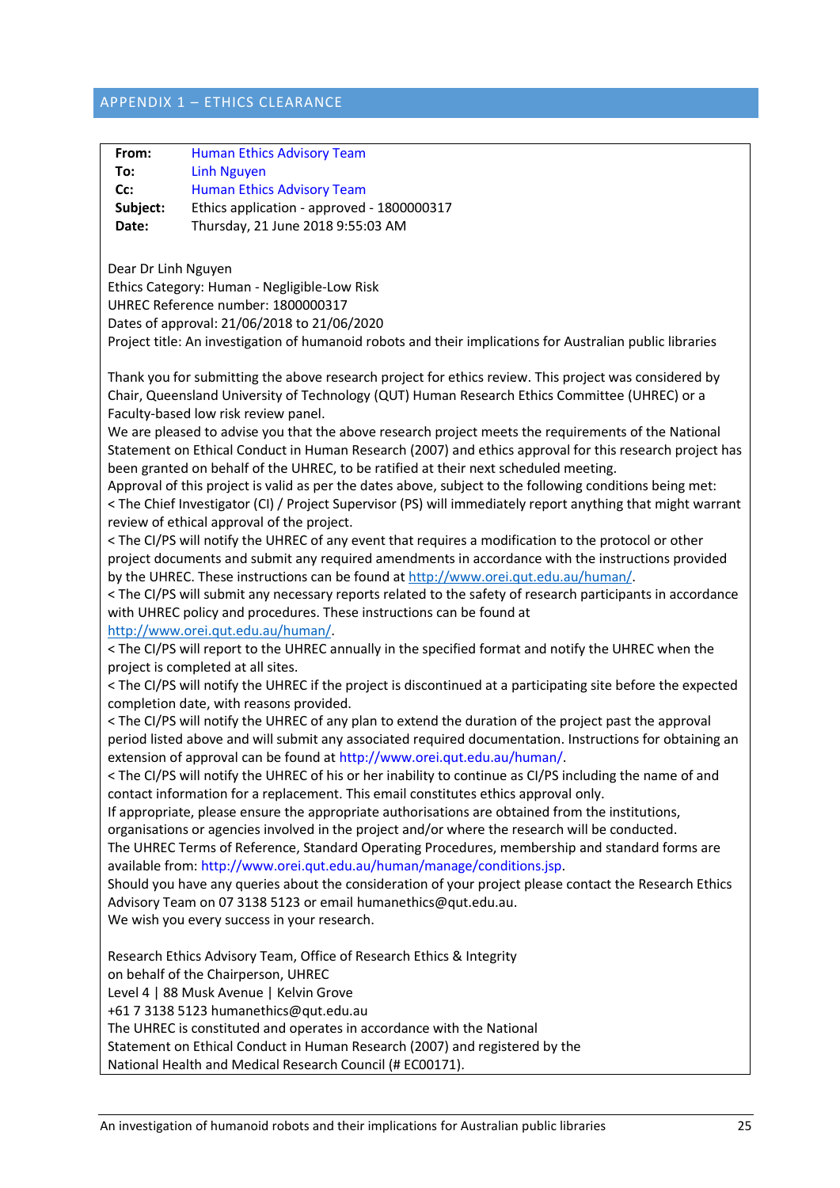## APPENDIX 1 – ETHICS CLEARANCE

| | |
|---|---|
| **From:** | Human Ethics Advisory Team |
| **To:** | Linh Nguyen |
| **Cc:** | Human Ethics Advisory Team |
| **Subject:** | Ethics application - approved - 1800000317 |
| **Date:** | Thursday, 21 June 2018 9:55:03 AM |

Dear Dr Linh Nguyen
Ethics Category: Human - Negligible-Low Risk
UHREC Reference number: 1800000317
Dates of approval: 21/06/2018 to 21/06/2020
Project title: An investigation of humanoid robots and their implications for Australian public libraries

Thank you for submitting the above research project for ethics review. This project was considered by Chair, Queensland University of Technology (QUT) Human Research Ethics Committee (UHREC) or a Faculty-based low risk review panel.
We are pleased to advise you that the above research project meets the requirements of the National Statement on Ethical Conduct in Human Research (2007) and ethics approval for this research project has been granted on behalf of the UHREC, to be ratified at their next scheduled meeting.
Approval of this project is valid as per the dates above, subject to the following conditions being met:
< The Chief Investigator (CI) / Project Supervisor (PS) will immediately report anything that might warrant review of ethical approval of the project.
< The CI/PS will notify the UHREC of any event that requires a modification to the protocol or other project documents and submit any required amendments in accordance with the instructions provided by the UHREC. These instructions can be found at http://www.orei.qut.edu.au/human/.
< The CI/PS will submit any necessary reports related to the safety of research participants in accordance with UHREC policy and procedures. These instructions can be found at http://www.orei.qut.edu.au/human/.
< The CI/PS will report to the UHREC annually in the specified format and notify the UHREC when the project is completed at all sites.
< The CI/PS will notify the UHREC if the project is discontinued at a participating site before the expected completion date, with reasons provided.
< The CI/PS will notify the UHREC of any plan to extend the duration of the project past the approval period listed above and will submit any associated required documentation. Instructions for obtaining an extension of approval can be found at http://www.orei.qut.edu.au/human/.
< The CI/PS will notify the UHREC of his or her inability to continue as CI/PS including the name of and contact information for a replacement. This email constitutes ethics approval only.
If appropriate, please ensure the appropriate authorisations are obtained from the institutions, organisations or agencies involved in the project and/or where the research will be conducted.
The UHREC Terms of Reference, Standard Operating Procedures, membership and standard forms are available from: http://www.orei.qut.edu.au/human/manage/conditions.jsp.
Should you have any queries about the consideration of your project please contact the Research Ethics Advisory Team on 07 3138 5123 or email humanethics@qut.edu.au.
We wish you every success in your research.

Research Ethics Advisory Team, Office of Research Ethics & Integrity
on behalf of the Chairperson, UHREC
Level 4 | 88 Musk Avenue | Kelvin Grove
+61 7 3138 5123 humanethics@qut.edu.au
The UHREC is constituted and operates in accordance with the National Statement on Ethical Conduct in Human Research (2007) and registered by the National Health and Medical Research Council (# EC00171).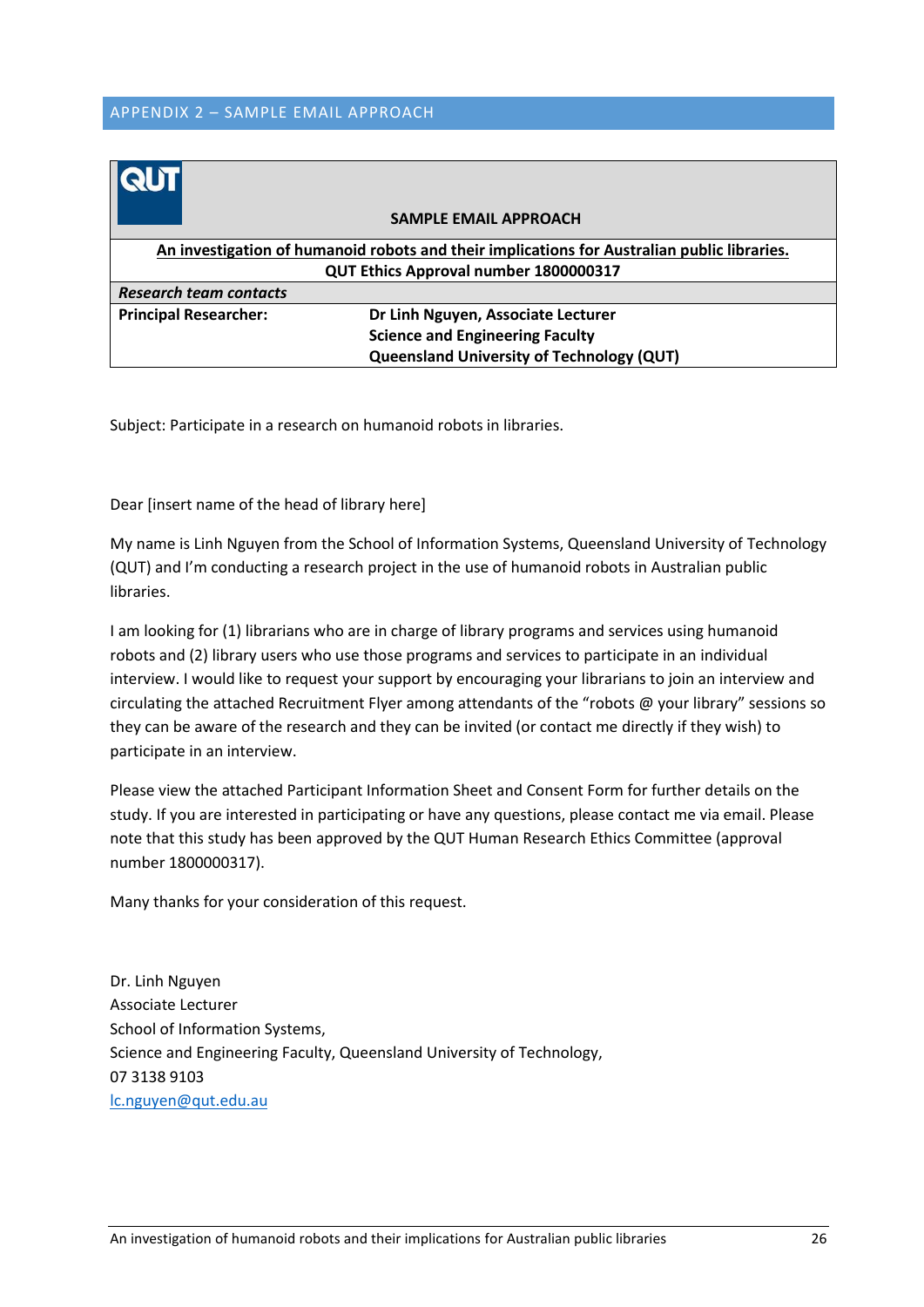## APPENDIX 2 – SAMPLE EMAIL APPROACH

| QUT | **SAMPLE EMAIL APPROACH** |
|---|---|
| **An investigation of humanoid robots and their implications for Australian public libraries.** **QUT Ethics Approval number 1800000317** | |
| ***Research team contacts*** | |
| **Principal Researcher:** | **Dr Linh Nguyen, Associate Lecturer** **Science and Engineering Faculty** **Queensland University of Technology (QUT)** |

Subject: Participate in a research on humanoid robots in libraries.

Dear [insert name of the head of library here]

My name is Linh Nguyen from the School of Information Systems, Queensland University of Technology (QUT) and I'm conducting a research project in the use of humanoid robots in Australian public libraries.

I am looking for (1) librarians who are in charge of library programs and services using humanoid robots and (2) library users who use those programs and services to participate in an individual interview. I would like to request your support by encouraging your librarians to join an interview and circulating the attached Recruitment Flyer among attendants of the "robots @ your library" sessions so they can be aware of the research and they can be invited (or contact me directly if they wish) to participate in an interview.

Please view the attached Participant Information Sheet and Consent Form for further details on the study. If you are interested in participating or have any questions, please contact me via email. Please note that this study has been approved by the QUT Human Research Ethics Committee (approval number 1800000317).

Many thanks for your consideration of this request.

Dr. Linh Nguyen
Associate Lecturer
School of Information Systems,
Science and Engineering Faculty, Queensland University of Technology,
07 3138 9103
lc.nguyen@qut.edu.au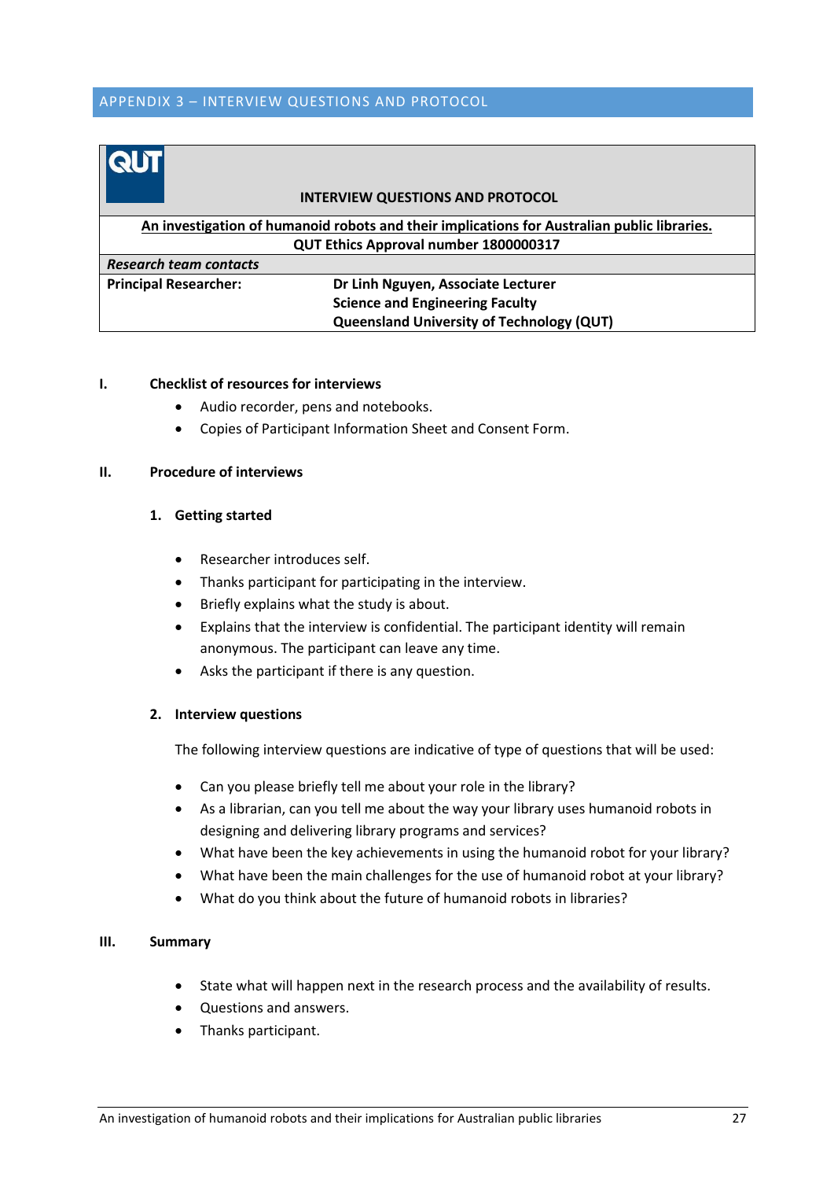## APPENDIX 3 – INTERVIEW QUESTIONS AND PROTOCOL

| QUT | |
|---|---|
| **INTERVIEW QUESTIONS AND PROTOCOL** | |
| **An investigation of humanoid robots and their implications for Australian public libraries.** **QUT Ethics Approval number 1800000317** | |
| ***Research team contacts*** | |
| **Principal Researcher:** | **Dr Linh Nguyen, Associate Lecturer** **Science and Engineering Faculty** **Queensland University of Technology (QUT)** |

### I. Checklist of resources for interviews

- Audio recorder, pens and notebooks.
- Copies of Participant Information Sheet and Consent Form.

### II. Procedure of interviews

#### 1. Getting started

- Researcher introduces self.
- Thanks participant for participating in the interview.
- Briefly explains what the study is about.
- Explains that the interview is confidential. The participant identity will remain anonymous. The participant can leave any time.
- Asks the participant if there is any question.

#### 2. Interview questions

The following interview questions are indicative of type of questions that will be used:

- Can you please briefly tell me about your role in the library?
- As a librarian, can you tell me about the way your library uses humanoid robots in designing and delivering library programs and services?
- What have been the key achievements in using the humanoid robot for your library?
- What have been the main challenges for the use of humanoid robot at your library?
- What do you think about the future of humanoid robots in libraries?

### III. Summary

- State what will happen next in the research process and the availability of results.
- Questions and answers.
- Thanks participant.